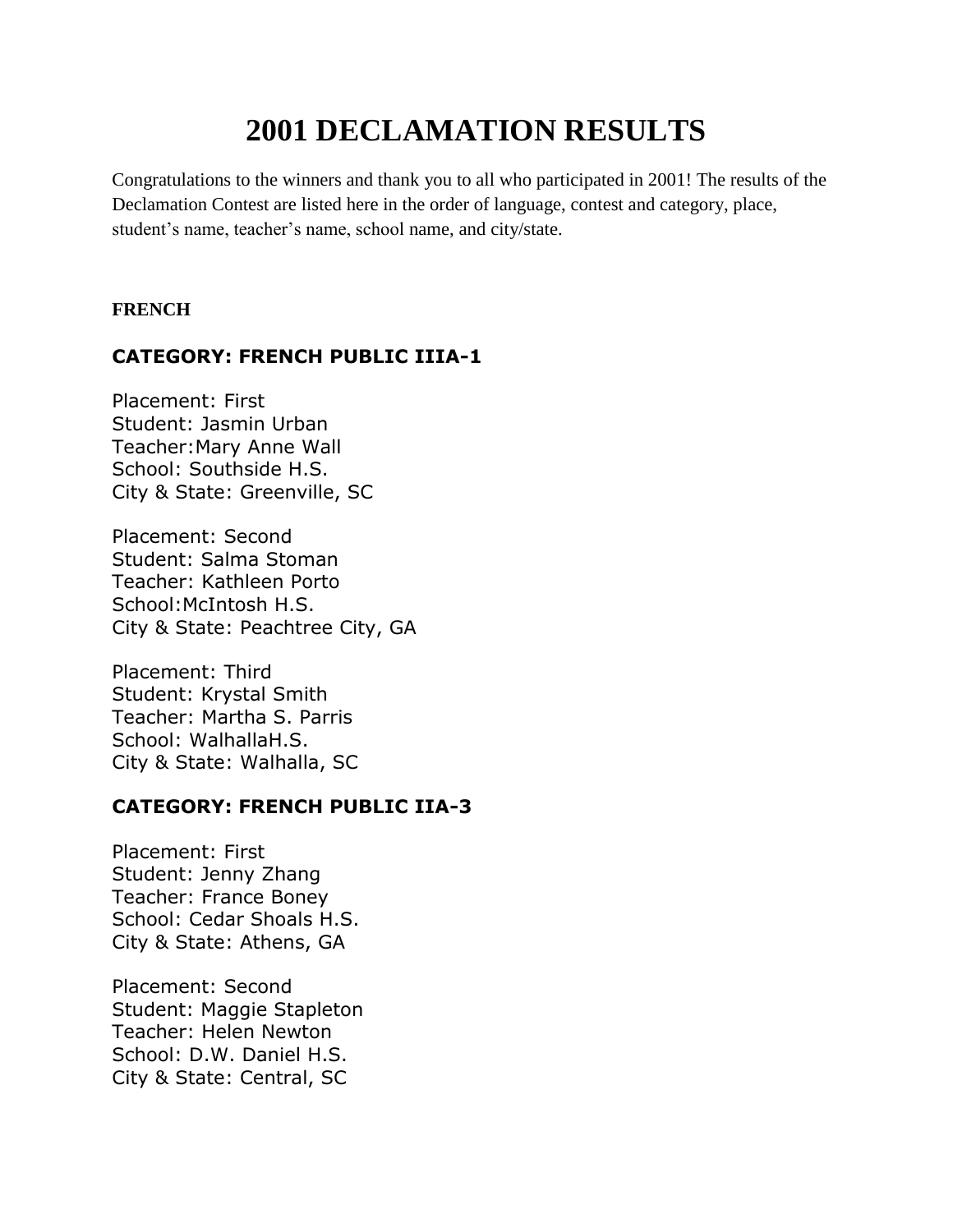# 2001 DECLAMATION RESULTS

Congratulations to the winners and thank you to all who participated in 2001! The results of the Declamation Contest are listed here in the order of language, contest and category, place, student's name, teacher's name, school name, and city/state.

**FRENCH**

### CATEGORY: FRENCH PUBLIC IIIA-1

Placement: First
Student: Jasmin Urban
Teacher:Mary Anne Wall
School: Southside H.S.
City & State: Greenville, SC

Placement: Second
Student: Salma Stoman
Teacher: Kathleen Porto
School:McIntosh H.S.
City & State: Peachtree City, GA

Placement: Third
Student: Krystal Smith
Teacher: Martha S. Parris
School: WalhallaH.S.
City & State: Walhalla, SC

### CATEGORY: FRENCH PUBLIC IIA-3

Placement: First
Student: Jenny Zhang
Teacher: France Boney
School: Cedar Shoals H.S.
City & State: Athens, GA

Placement: Second
Student: Maggie Stapleton
Teacher: Helen Newton
School: D.W. Daniel H.S.
City & State: Central, SC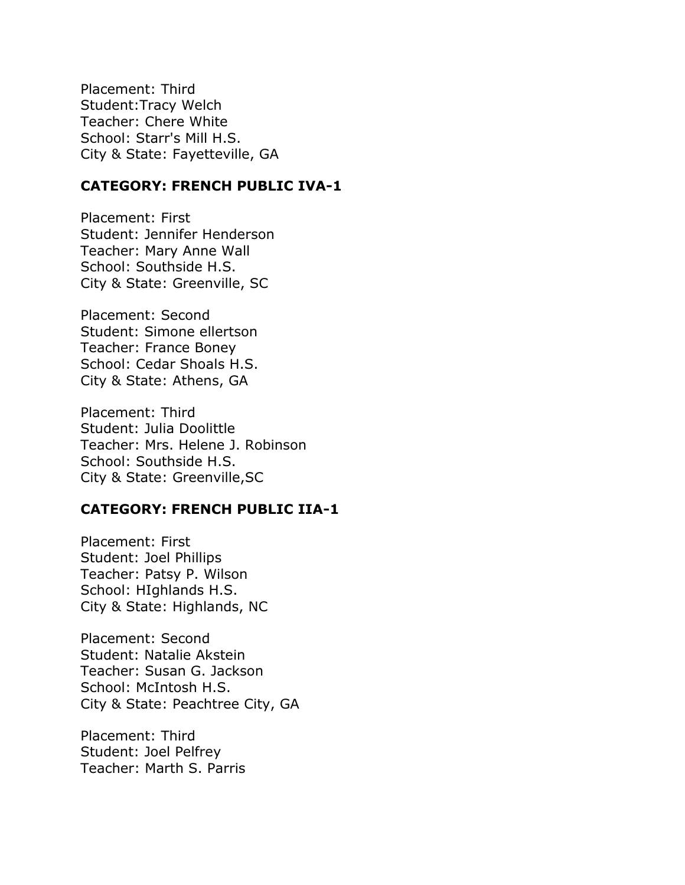Placement: Third
Student:Tracy Welch
Teacher: Chere White
School: Starr's Mill H.S.
City & State: Fayetteville, GA

**CATEGORY: FRENCH PUBLIC IVA-1**

Placement: First
Student: Jennifer Henderson
Teacher: Mary Anne Wall
School: Southside H.S.
City & State: Greenville, SC

Placement: Second
Student: Simone ellertson
Teacher: France Boney
School: Cedar Shoals H.S.
City & State: Athens, GA

Placement: Third
Student: Julia Doolittle
Teacher: Mrs. Helene J. Robinson
School: Southside H.S.
City & State: Greenville,SC

**CATEGORY: FRENCH PUBLIC IIA-1**

Placement: First
Student: Joel Phillips
Teacher: Patsy P. Wilson
School: HIghlands H.S.
City & State: Highlands, NC

Placement: Second
Student: Natalie Akstein
Teacher: Susan G. Jackson
School: McIntosh H.S.
City & State: Peachtree City, GA

Placement: Third
Student: Joel Pelfrey
Teacher: Marth S. Parris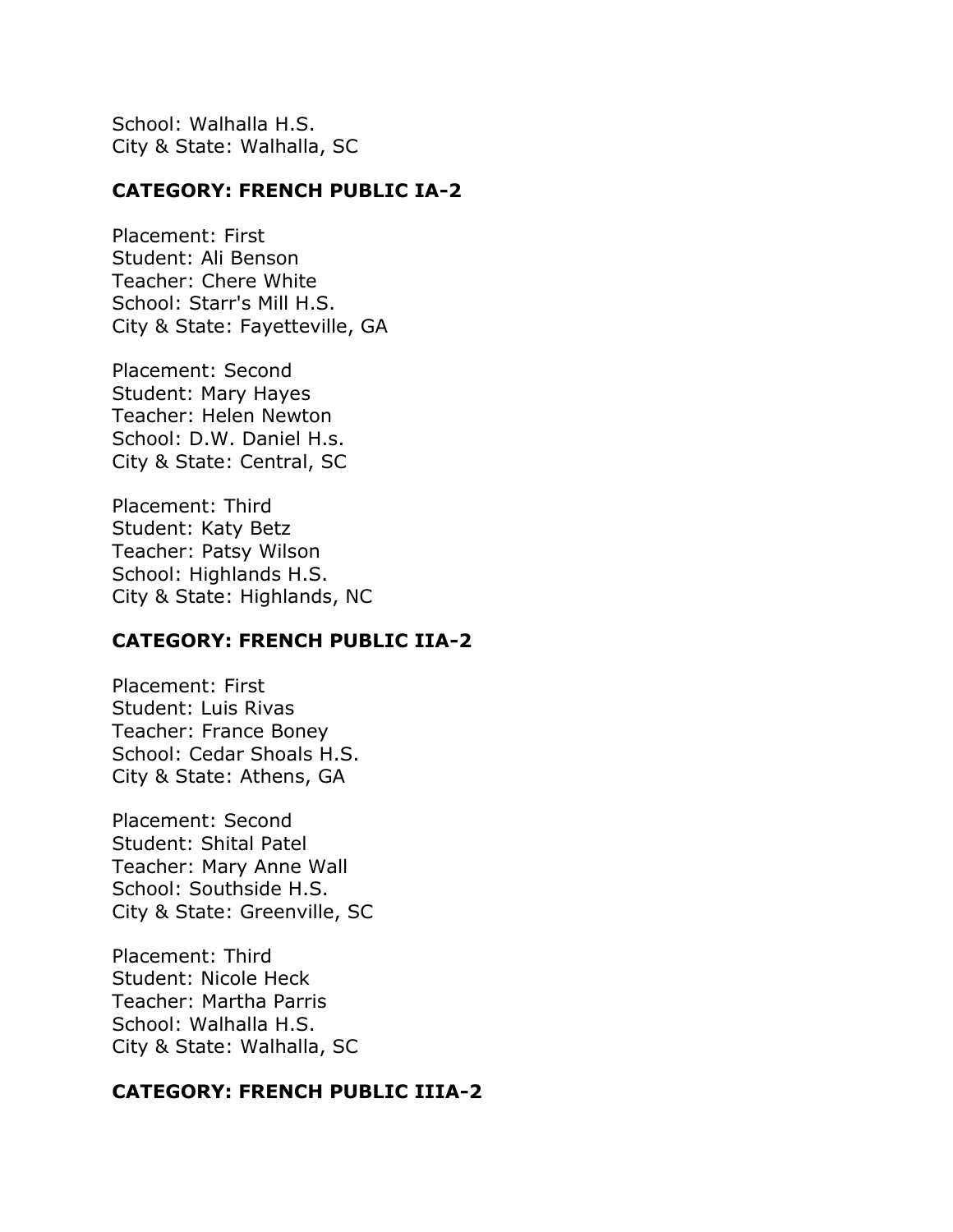School: Walhalla H.S.
City & State: Walhalla, SC

**CATEGORY: FRENCH PUBLIC IA-2**

Placement: First
Student: Ali Benson
Teacher: Chere White
School: Starr's Mill H.S.
City & State: Fayetteville, GA

Placement: Second
Student: Mary Hayes
Teacher: Helen Newton
School: D.W. Daniel H.s.
City & State: Central, SC

Placement: Third
Student: Katy Betz
Teacher: Patsy Wilson
School: Highlands H.S.
City & State: Highlands, NC

**CATEGORY: FRENCH PUBLIC IIA-2**

Placement: First
Student: Luis Rivas
Teacher: France Boney
School: Cedar Shoals H.S.
City & State: Athens, GA

Placement: Second
Student: Shital Patel
Teacher: Mary Anne Wall
School: Southside H.S.
City & State: Greenville, SC

Placement: Third
Student: Nicole Heck
Teacher: Martha Parris
School: Walhalla H.S.
City & State: Walhalla, SC

**CATEGORY: FRENCH PUBLIC IIIA-2**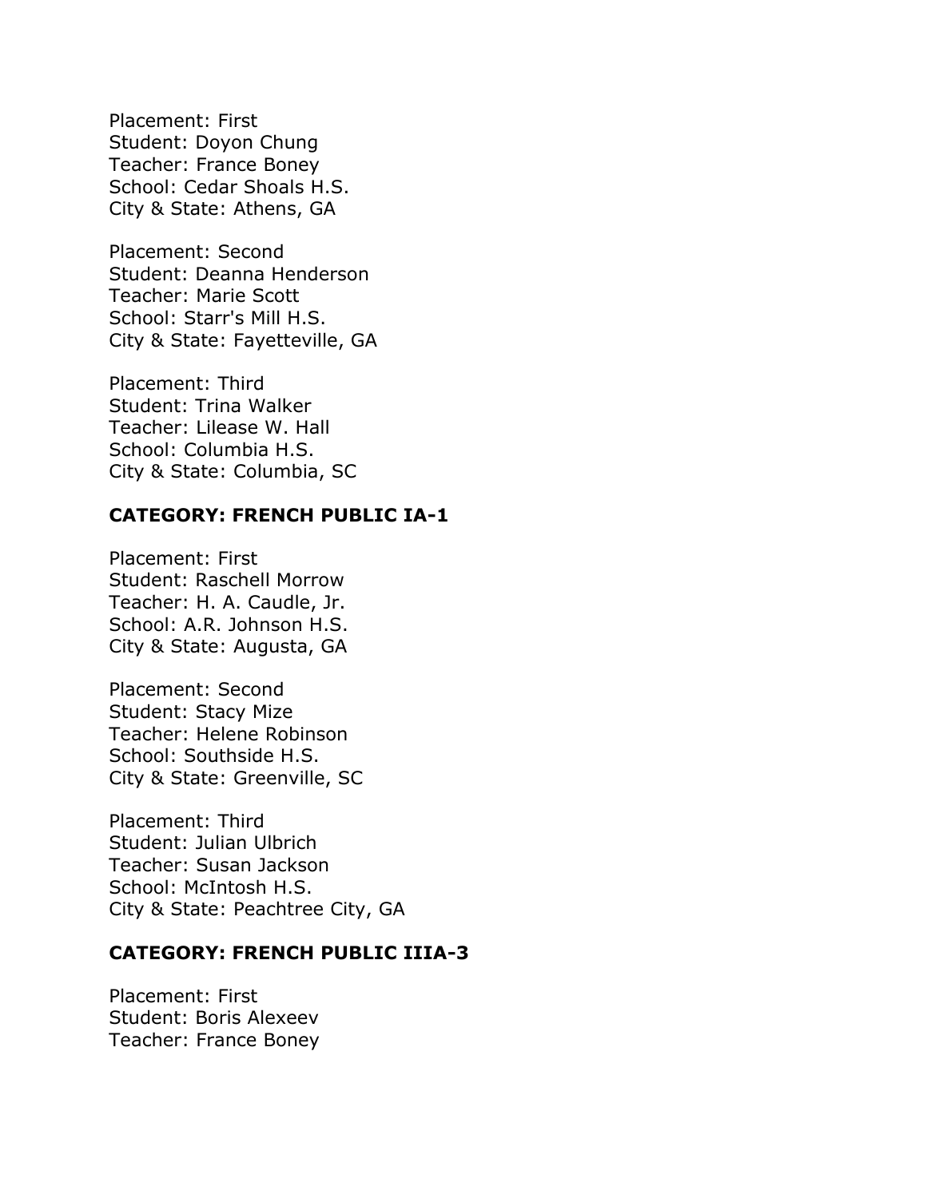Placement: First
Student: Doyon Chung
Teacher: France Boney
School: Cedar Shoals H.S.
City & State: Athens, GA

Placement: Second
Student: Deanna Henderson
Teacher: Marie Scott
School: Starr's Mill H.S.
City & State: Fayetteville, GA

Placement: Third
Student: Trina Walker
Teacher: Lilease W. Hall
School: Columbia H.S.
City & State: Columbia, SC

**CATEGORY: FRENCH PUBLIC IA-1**

Placement: First
Student: Raschell Morrow
Teacher: H. A. Caudle, Jr.
School: A.R. Johnson H.S.
City & State: Augusta, GA

Placement: Second
Student: Stacy Mize
Teacher: Helene Robinson
School: Southside H.S.
City & State: Greenville, SC

Placement: Third
Student: Julian Ulbrich
Teacher: Susan Jackson
School: McIntosh H.S.
City & State: Peachtree City, GA

**CATEGORY: FRENCH PUBLIC IIIA-3**

Placement: First
Student: Boris Alexeev
Teacher: France Boney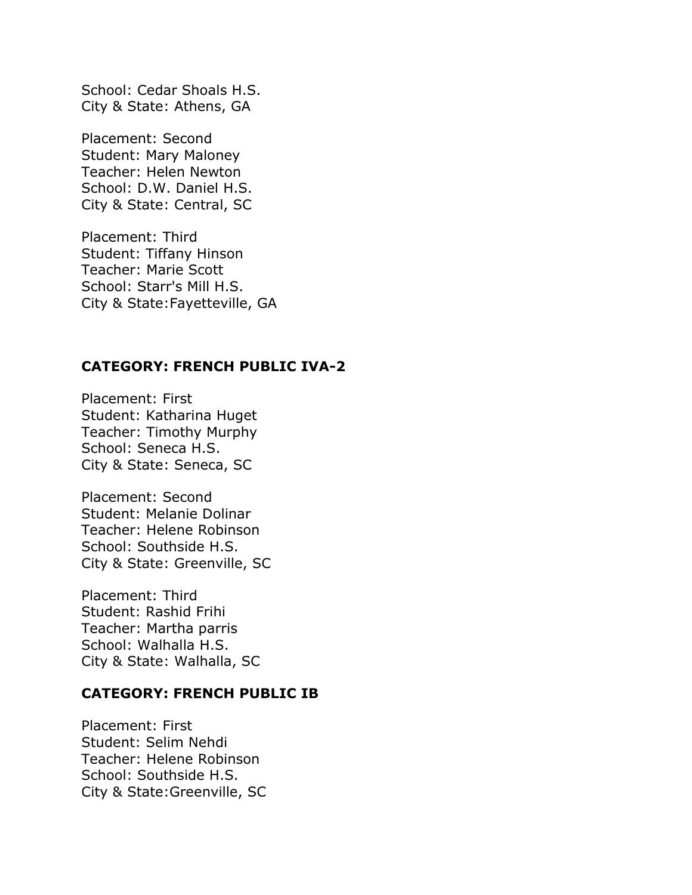School: Cedar Shoals H.S.
City & State: Athens, GA

Placement: Second
Student: Mary Maloney
Teacher: Helen Newton
School: D.W. Daniel H.S.
City & State: Central, SC

Placement: Third
Student: Tiffany Hinson
Teacher: Marie Scott
School: Starr's Mill H.S.
City & State:Fayetteville, GA

**CATEGORY: FRENCH PUBLIC IVA-2**

Placement: First
Student: Katharina Huget
Teacher: Timothy Murphy
School: Seneca H.S.
City & State: Seneca, SC

Placement: Second
Student: Melanie Dolinar
Teacher: Helene Robinson
School: Southside H.S.
City & State: Greenville, SC

Placement: Third
Student: Rashid Frihi
Teacher: Martha parris
School: Walhalla H.S.
City & State: Walhalla, SC

**CATEGORY: FRENCH PUBLIC IB**

Placement: First
Student: Selim Nehdi
Teacher: Helene Robinson
School: Southside H.S.
City & State:Greenville, SC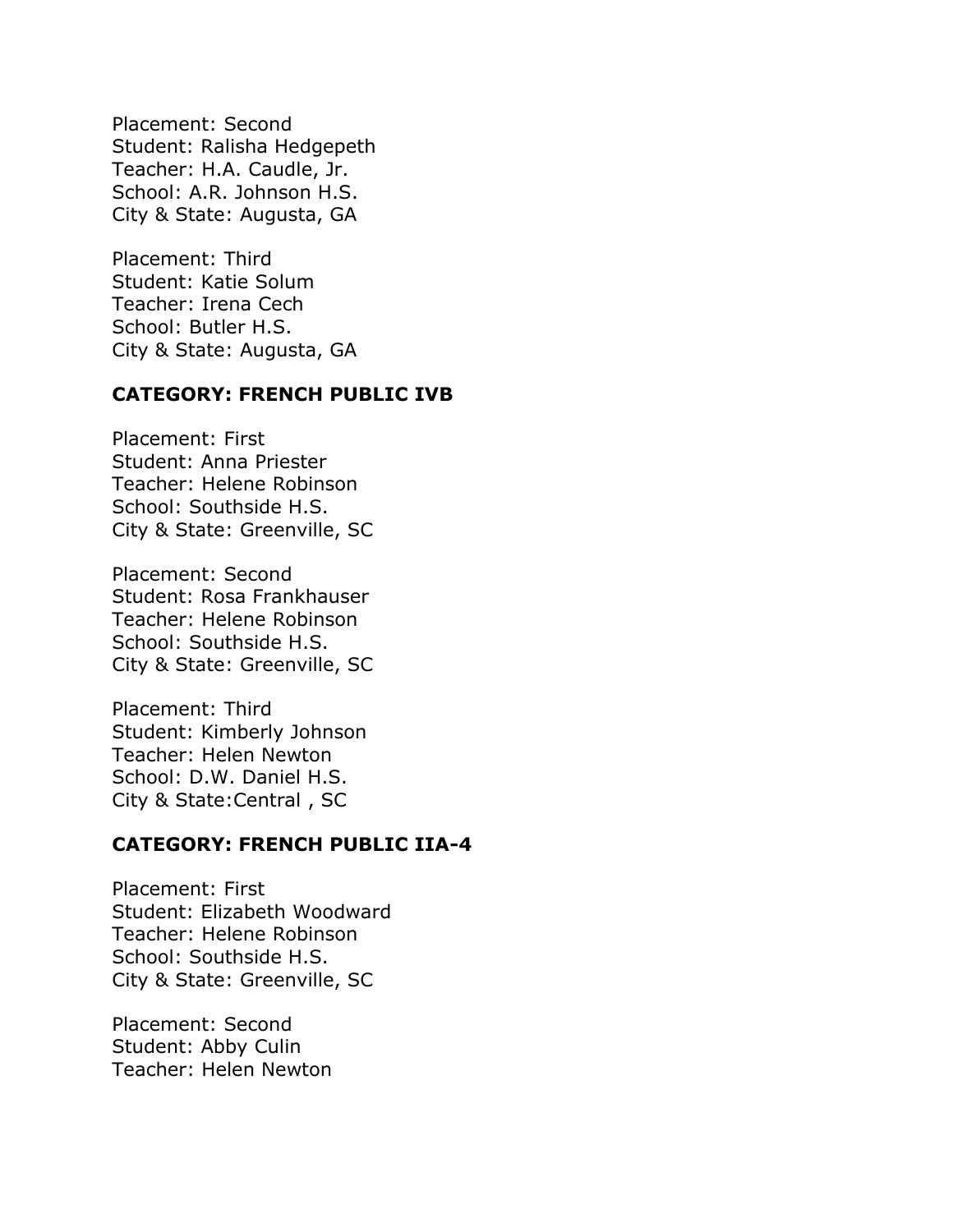Placement: Second
Student: Ralisha Hedgepeth
Teacher: H.A. Caudle, Jr.
School: A.R. Johnson H.S.
City & State: Augusta, GA

Placement: Third
Student: Katie Solum
Teacher: Irena Cech
School: Butler H.S.
City & State: Augusta, GA

**CATEGORY: FRENCH PUBLIC IVB**

Placement: First
Student: Anna Priester
Teacher: Helene Robinson
School: Southside H.S.
City & State: Greenville, SC

Placement: Second
Student: Rosa Frankhauser
Teacher: Helene Robinson
School: Southside H.S.
City & State: Greenville, SC

Placement: Third
Student: Kimberly Johnson
Teacher: Helen Newton
School: D.W. Daniel H.S.
City & State:Central , SC

**CATEGORY: FRENCH PUBLIC IIA-4**

Placement: First
Student: Elizabeth Woodward
Teacher: Helene Robinson
School: Southside H.S.
City & State: Greenville, SC

Placement: Second
Student: Abby Culin
Teacher: Helen Newton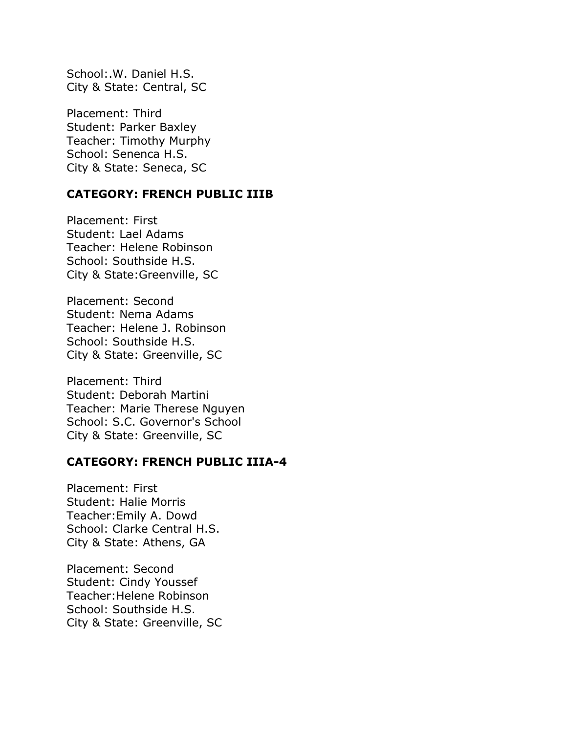School:.W. Daniel H.S.
City & State: Central, SC

Placement: Third
Student: Parker Baxley
Teacher: Timothy Murphy
School: Senenca H.S.
City & State: Seneca, SC

**CATEGORY: FRENCH PUBLIC IIIB**

Placement: First
Student: Lael Adams
Teacher: Helene Robinson
School: Southside H.S.
City & State:Greenville, SC

Placement: Second
Student: Nema Adams
Teacher: Helene J. Robinson
School: Southside H.S.
City & State: Greenville, SC

Placement: Third
Student: Deborah Martini
Teacher: Marie Therese Nguyen
School: S.C. Governor's School
City & State: Greenville, SC

**CATEGORY: FRENCH PUBLIC IIIA-4**

Placement: First
Student: Halie Morris
Teacher:Emily A. Dowd
School: Clarke Central H.S.
City & State: Athens, GA

Placement: Second
Student: Cindy Youssef
Teacher:Helene Robinson
School: Southside H.S.
City & State: Greenville, SC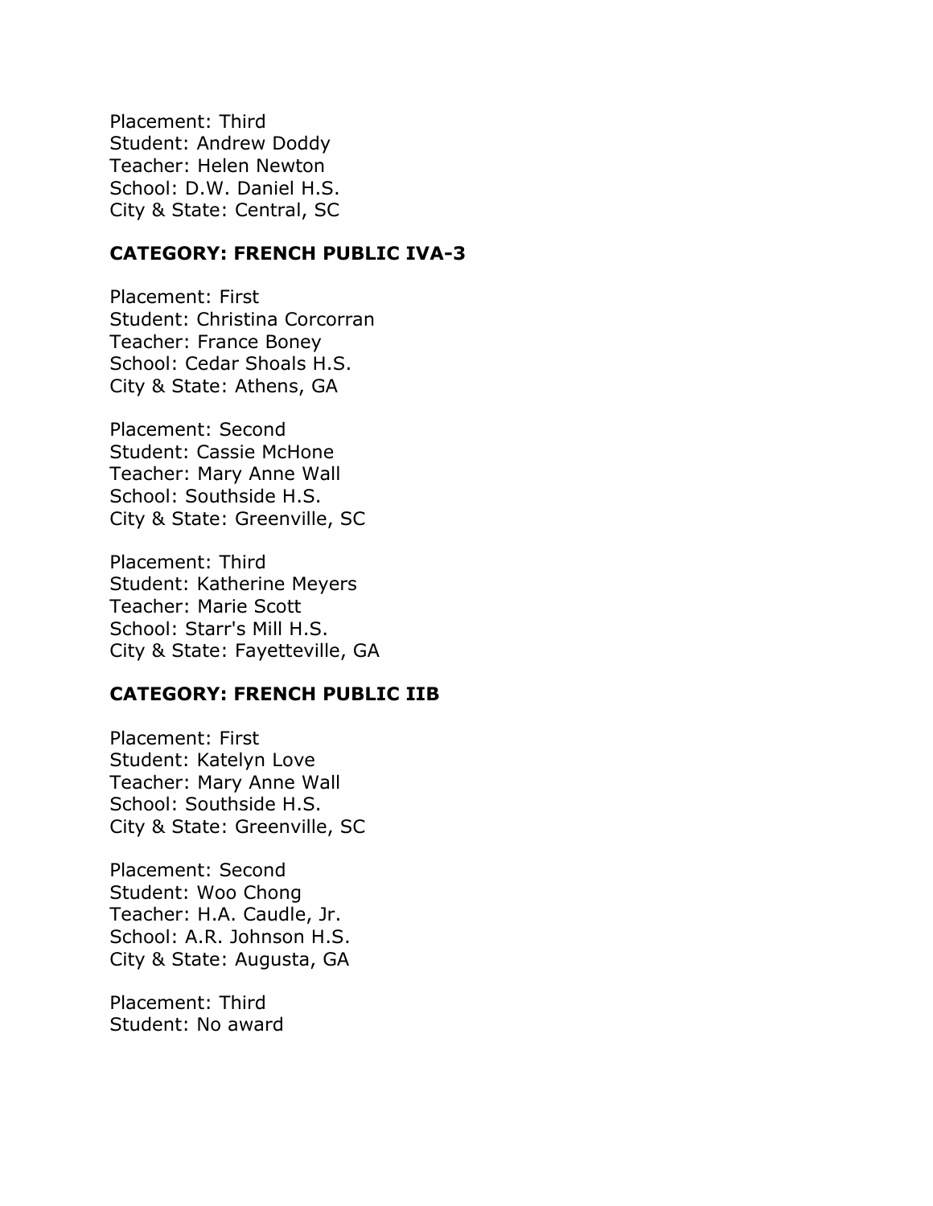Placement: Third
Student: Andrew Doddy
Teacher: Helen Newton
School: D.W. Daniel H.S.
City & State: Central, SC

**CATEGORY: FRENCH PUBLIC IVA-3**

Placement: First
Student: Christina Corcorran
Teacher: France Boney
School: Cedar Shoals H.S.
City & State: Athens, GA

Placement: Second
Student: Cassie McHone
Teacher: Mary Anne Wall
School: Southside H.S.
City & State: Greenville, SC

Placement: Third
Student: Katherine Meyers
Teacher: Marie Scott
School: Starr's Mill H.S.
City & State: Fayetteville, GA

**CATEGORY: FRENCH PUBLIC IIB**

Placement: First
Student: Katelyn Love
Teacher: Mary Anne Wall
School: Southside H.S.
City & State: Greenville, SC

Placement: Second
Student: Woo Chong
Teacher: H.A. Caudle, Jr.
School: A.R. Johnson H.S.
City & State: Augusta, GA

Placement: Third
Student: No award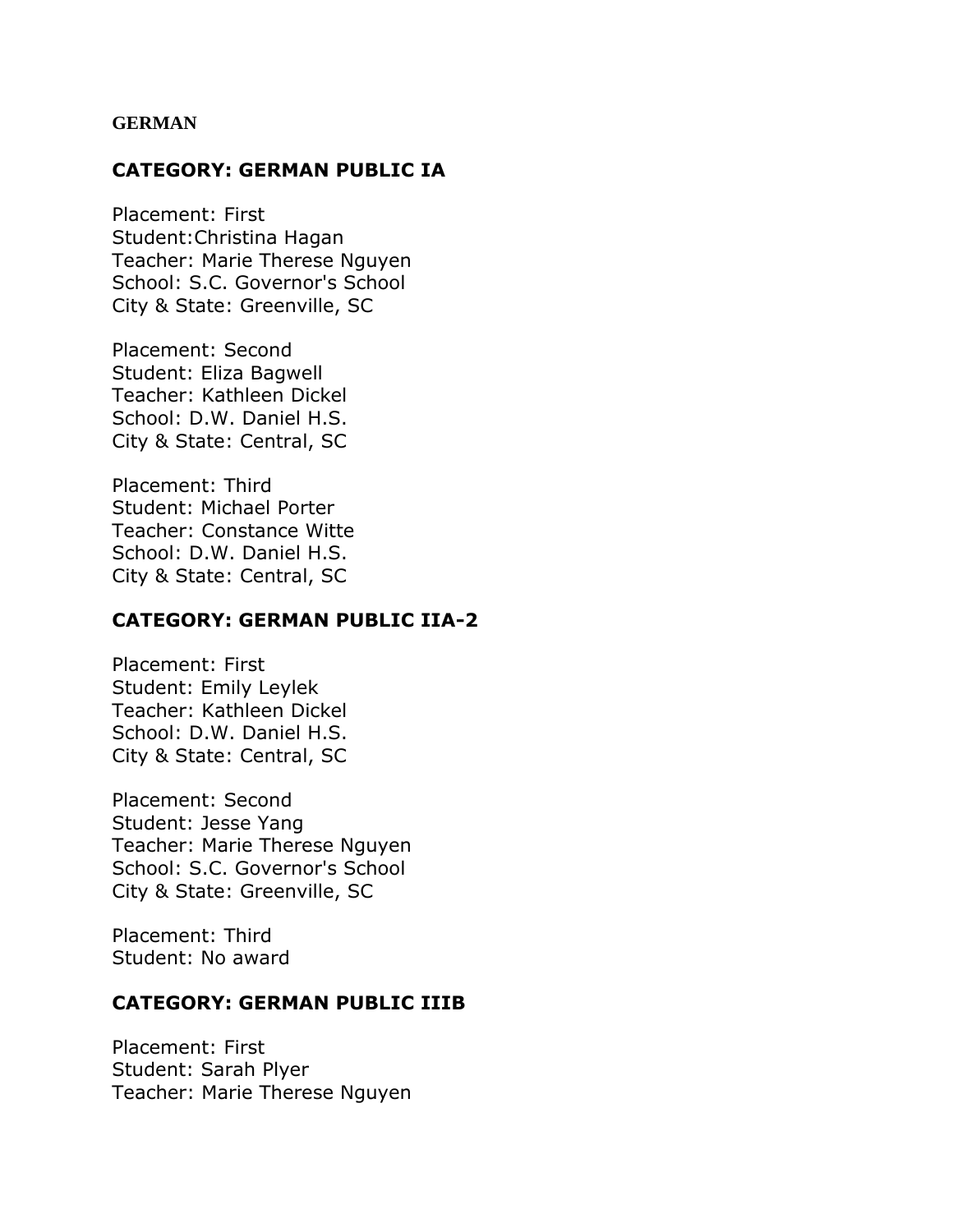**GERMAN**

### CATEGORY: GERMAN PUBLIC IA

Placement: First
Student:Christina Hagan
Teacher: Marie Therese Nguyen
School: S.C. Governor's School
City & State: Greenville, SC

Placement: Second
Student: Eliza Bagwell
Teacher: Kathleen Dickel
School: D.W. Daniel H.S.
City & State: Central, SC

Placement: Third
Student: Michael Porter
Teacher: Constance Witte
School: D.W. Daniel H.S.
City & State: Central, SC

### CATEGORY: GERMAN PUBLIC IIA-2

Placement: First
Student: Emily Leylek
Teacher: Kathleen Dickel
School: D.W. Daniel H.S.
City & State: Central, SC

Placement: Second
Student: Jesse Yang
Teacher: Marie Therese Nguyen
School: S.C. Governor's School
City & State: Greenville, SC

Placement: Third
Student: No award

### CATEGORY: GERMAN PUBLIC IIIB

Placement: First
Student: Sarah Plyer
Teacher: Marie Therese Nguyen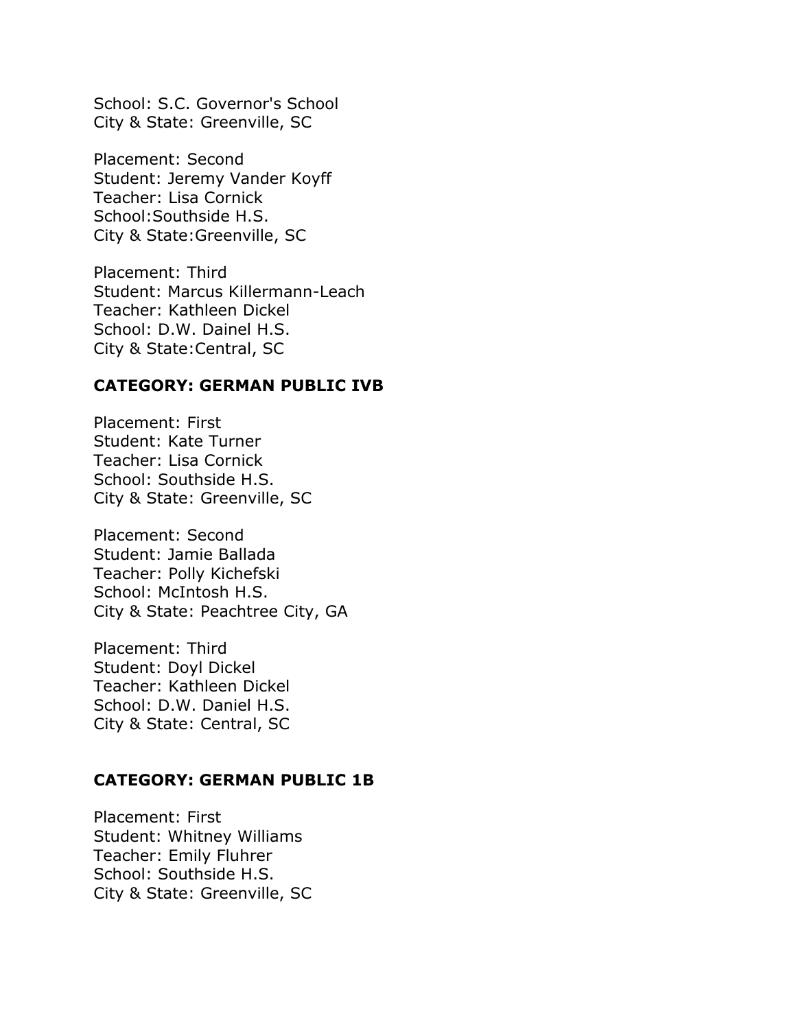School: S.C. Governor's School
City & State: Greenville, SC

Placement: Second
Student: Jeremy Vander Koyff
Teacher: Lisa Cornick
School:Southside H.S.
City & State:Greenville, SC

Placement: Third
Student: Marcus Killermann-Leach
Teacher: Kathleen Dickel
School: D.W. Dainel H.S.
City & State:Central, SC

**CATEGORY: GERMAN PUBLIC IVB**

Placement: First
Student: Kate Turner
Teacher: Lisa Cornick
School: Southside H.S.
City & State: Greenville, SC

Placement: Second
Student: Jamie Ballada
Teacher: Polly Kichefski
School: McIntosh H.S.
City & State: Peachtree City, GA

Placement: Third
Student: Doyl Dickel
Teacher: Kathleen Dickel
School: D.W. Daniel H.S.
City & State: Central, SC

**CATEGORY: GERMAN PUBLIC 1B**

Placement: First
Student: Whitney Williams
Teacher: Emily Fluhrer
School: Southside H.S.
City & State: Greenville, SC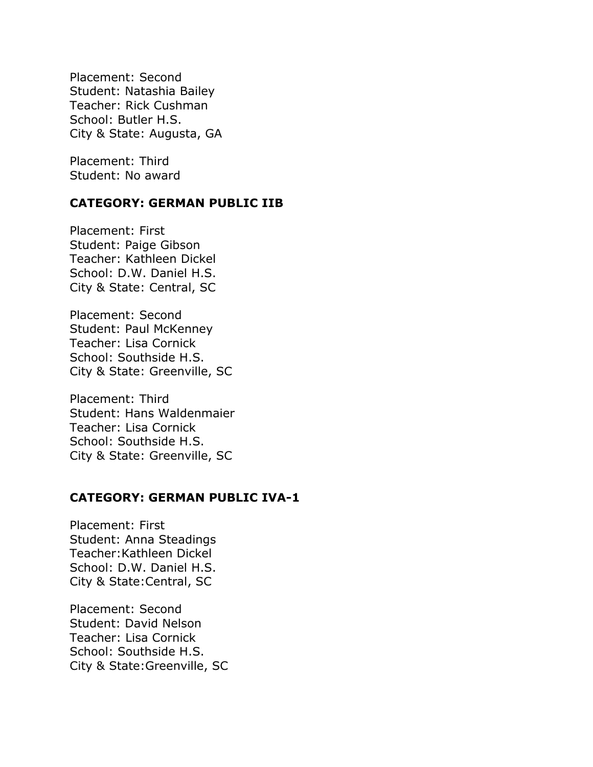Placement: Second
Student: Natashia Bailey
Teacher: Rick Cushman
School: Butler H.S.
City & State: Augusta, GA

Placement: Third
Student: No award

**CATEGORY: GERMAN PUBLIC IIB**

Placement: First
Student: Paige Gibson
Teacher: Kathleen Dickel
School: D.W. Daniel H.S.
City & State: Central, SC

Placement: Second
Student: Paul McKenney
Teacher: Lisa Cornick
School: Southside H.S.
City & State: Greenville, SC

Placement: Third
Student: Hans Waldenmaier
Teacher: Lisa Cornick
School: Southside H.S.
City & State: Greenville, SC

**CATEGORY: GERMAN PUBLIC IVA-1**

Placement: First
Student: Anna Steadings
Teacher:Kathleen Dickel
School: D.W. Daniel H.S.
City & State:Central, SC

Placement: Second
Student: David Nelson
Teacher: Lisa Cornick
School: Southside H.S.
City & State:Greenville, SC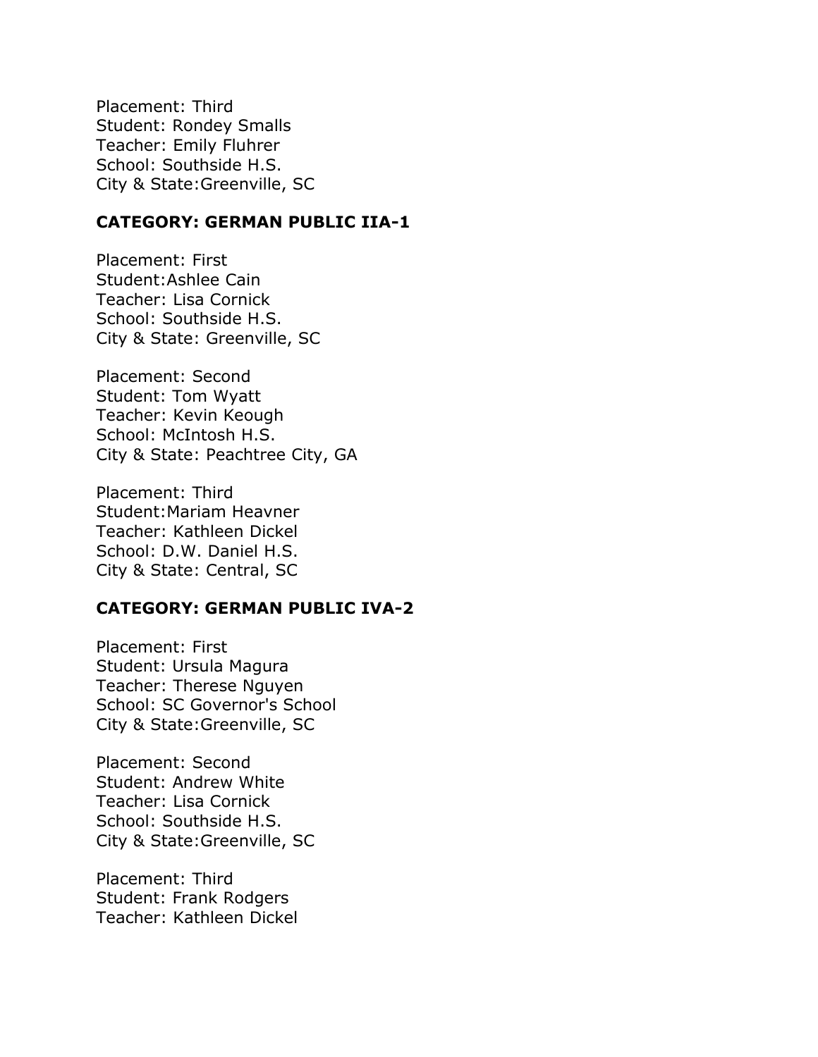Placement: Third
Student: Rondey Smalls
Teacher: Emily Fluhrer
School: Southside H.S.
City & State:Greenville, SC

**CATEGORY: GERMAN PUBLIC IIA-1**

Placement: First
Student:Ashlee Cain
Teacher: Lisa Cornick
School: Southside H.S.
City & State: Greenville, SC

Placement: Second
Student: Tom Wyatt
Teacher: Kevin Keough
School: McIntosh H.S.
City & State: Peachtree City, GA

Placement: Third
Student:Mariam Heavner
Teacher: Kathleen Dickel
School: D.W. Daniel H.S.
City & State: Central, SC

**CATEGORY: GERMAN PUBLIC IVA-2**

Placement: First
Student: Ursula Magura
Teacher: Therese Nguyen
School: SC Governor's School
City & State:Greenville, SC

Placement: Second
Student: Andrew White
Teacher: Lisa Cornick
School: Southside H.S.
City & State:Greenville, SC

Placement: Third
Student: Frank Rodgers
Teacher: Kathleen Dickel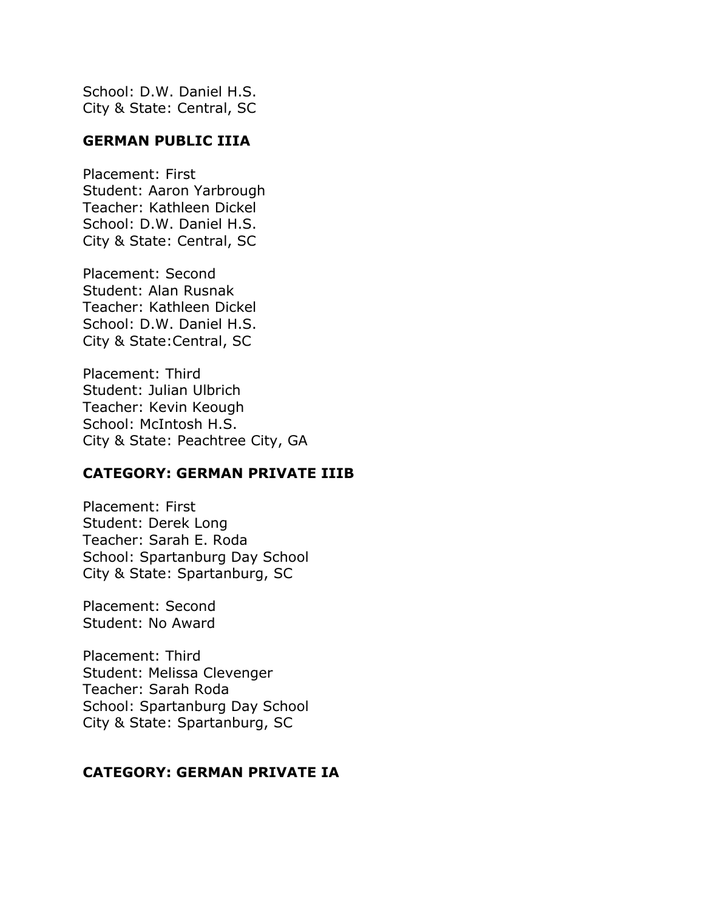School: D.W. Daniel H.S.
City & State: Central, SC

**GERMAN PUBLIC IIIA**

Placement: First
Student: Aaron Yarbrough
Teacher: Kathleen Dickel
School: D.W. Daniel H.S.
City & State: Central, SC

Placement: Second
Student: Alan Rusnak
Teacher: Kathleen Dickel
School: D.W. Daniel H.S.
City & State:Central, SC

Placement: Third
Student: Julian Ulbrich
Teacher: Kevin Keough
School: McIntosh H.S.
City & State: Peachtree City, GA

**CATEGORY: GERMAN PRIVATE IIIB**

Placement: First
Student: Derek Long
Teacher: Sarah E. Roda
School: Spartanburg Day School
City & State: Spartanburg, SC

Placement: Second
Student: No Award

Placement: Third
Student: Melissa Clevenger
Teacher: Sarah Roda
School: Spartanburg Day School
City & State: Spartanburg, SC

**CATEGORY: GERMAN PRIVATE IA**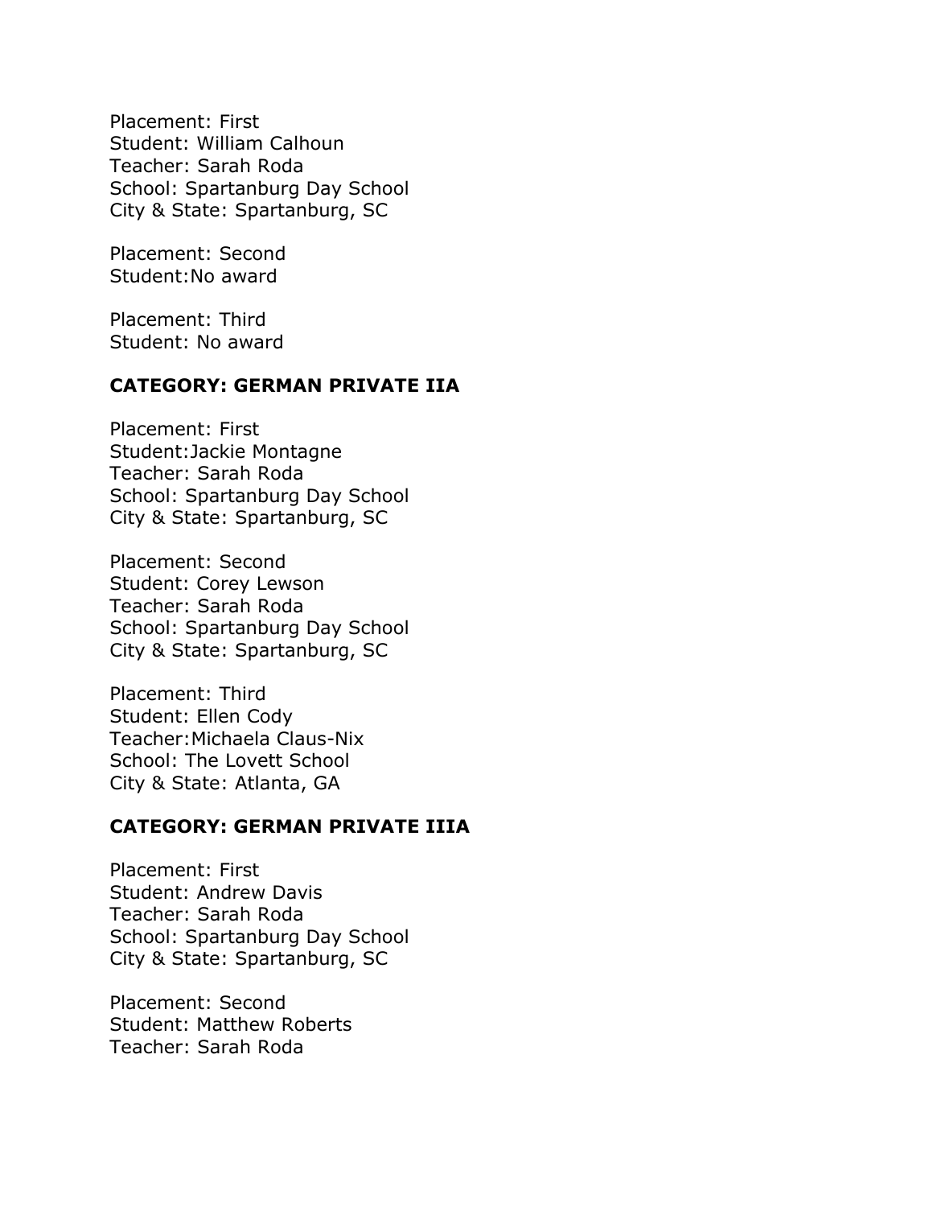Placement: First
Student: William Calhoun
Teacher: Sarah Roda
School: Spartanburg Day School
City & State: Spartanburg, SC

Placement: Second
Student:No award

Placement: Third
Student: No award

**CATEGORY: GERMAN PRIVATE IIA**

Placement: First
Student:Jackie Montagne
Teacher: Sarah Roda
School: Spartanburg Day School
City & State: Spartanburg, SC

Placement: Second
Student: Corey Lewson
Teacher: Sarah Roda
School: Spartanburg Day School
City & State: Spartanburg, SC

Placement: Third
Student: Ellen Cody
Teacher:Michaela Claus-Nix
School: The Lovett School
City & State: Atlanta, GA

**CATEGORY: GERMAN PRIVATE IIIA**

Placement: First
Student: Andrew Davis
Teacher: Sarah Roda
School: Spartanburg Day School
City & State: Spartanburg, SC

Placement: Second
Student: Matthew Roberts
Teacher: Sarah Roda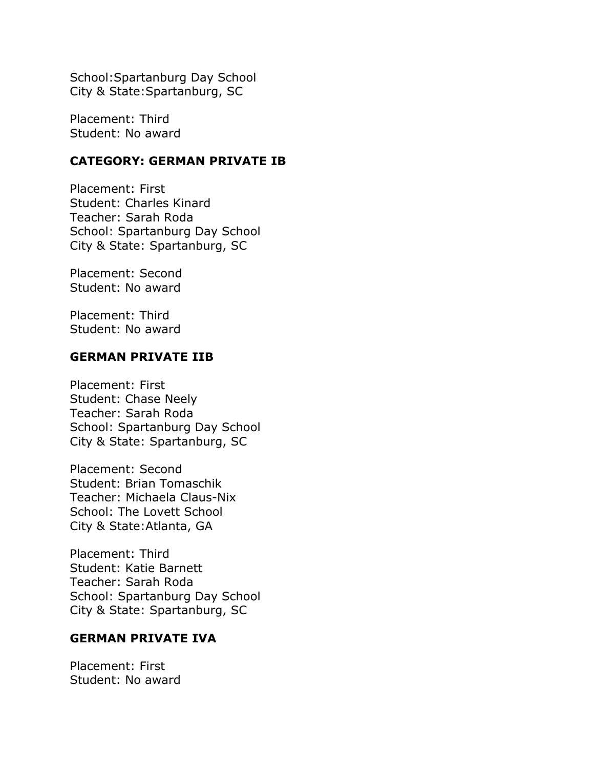School:Spartanburg Day School
City & State:Spartanburg, SC

Placement: Third
Student: No award

**CATEGORY: GERMAN PRIVATE IB**

Placement: First
Student: Charles Kinard
Teacher: Sarah Roda
School: Spartanburg Day School
City & State: Spartanburg, SC

Placement: Second
Student: No award

Placement: Third
Student: No award

**GERMAN PRIVATE IIB**

Placement: First
Student: Chase Neely
Teacher: Sarah Roda
School: Spartanburg Day School
City & State: Spartanburg, SC

Placement: Second
Student: Brian Tomaschik
Teacher: Michaela Claus-Nix
School: The Lovett School
City & State:Atlanta, GA

Placement: Third
Student: Katie Barnett
Teacher: Sarah Roda
School: Spartanburg Day School
City & State: Spartanburg, SC

**GERMAN PRIVATE IVA**

Placement: First
Student: No award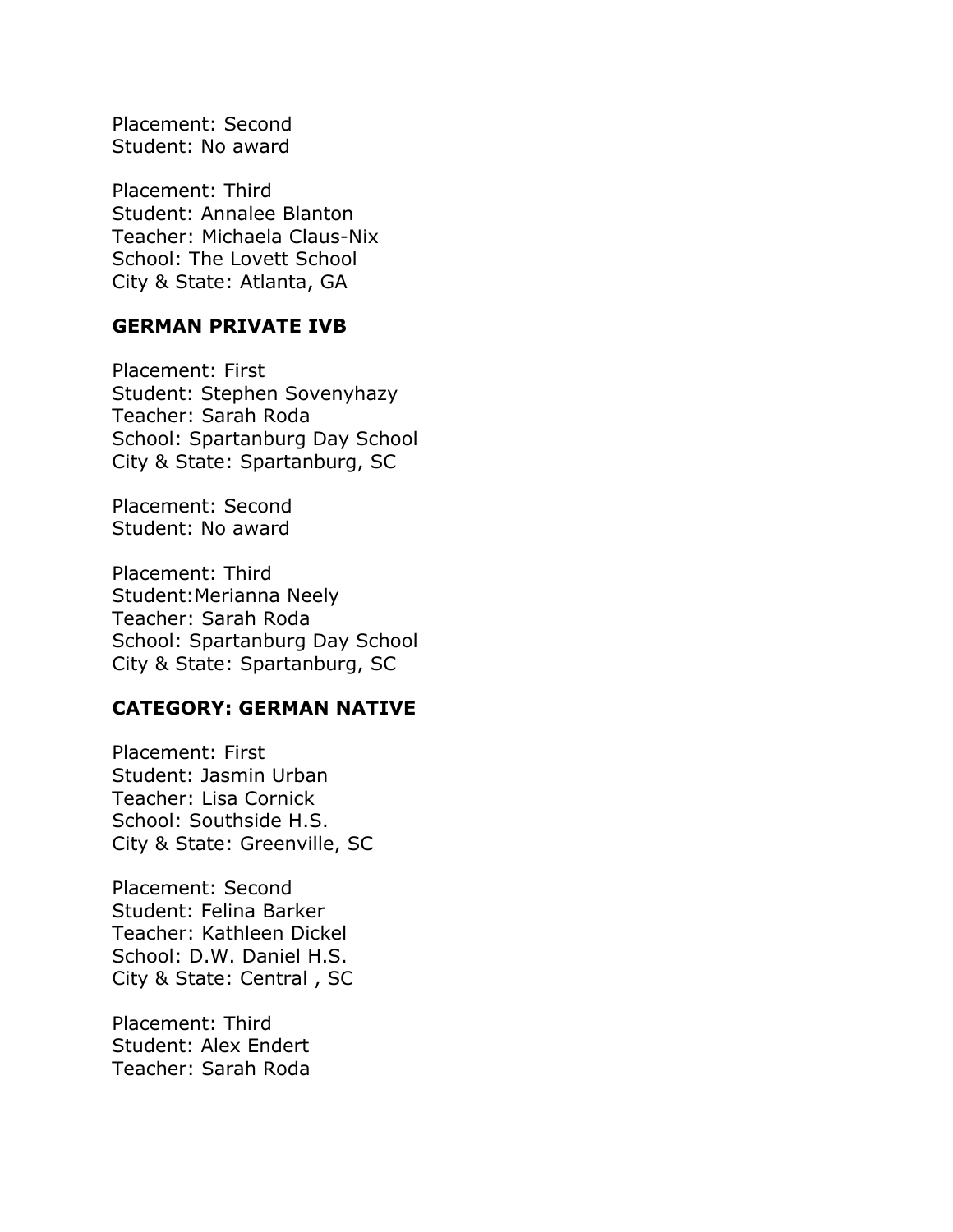Placement: Second
Student: No award

Placement: Third
Student: Annalee Blanton
Teacher: Michaela Claus-Nix
School: The Lovett School
City & State: Atlanta, GA

**GERMAN PRIVATE IVB**

Placement: First
Student: Stephen Sovenyhazy
Teacher: Sarah Roda
School: Spartanburg Day School
City & State: Spartanburg, SC

Placement: Second
Student: No award

Placement: Third
Student:Merianna Neely
Teacher: Sarah Roda
School: Spartanburg Day School
City & State: Spartanburg, SC

**CATEGORY: GERMAN NATIVE**

Placement: First
Student: Jasmin Urban
Teacher: Lisa Cornick
School: Southside H.S.
City & State: Greenville, SC

Placement: Second
Student: Felina Barker
Teacher: Kathleen Dickel
School: D.W. Daniel H.S.
City & State: Central , SC

Placement: Third
Student: Alex Endert
Teacher: Sarah Roda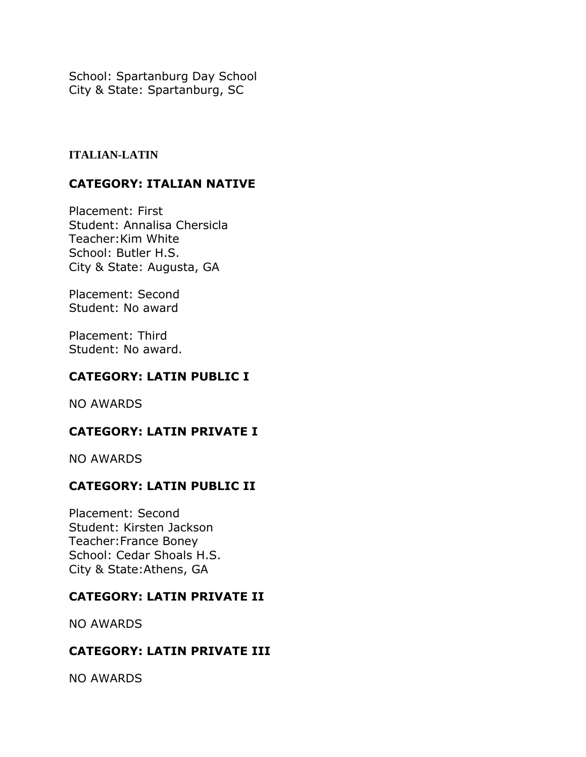School: Spartanburg Day School
City & State: Spartanburg, SC

## ITALIAN-LATIN

### CATEGORY: ITALIAN NATIVE

Placement: First
Student: Annalisa Chersicla
Teacher:Kim White
School: Butler H.S.
City & State: Augusta, GA

Placement: Second
Student: No award

Placement: Third
Student: No award.

### CATEGORY: LATIN PUBLIC I

NO AWARDS

### CATEGORY: LATIN PRIVATE I

NO AWARDS

### CATEGORY: LATIN PUBLIC II

Placement: Second
Student: Kirsten Jackson
Teacher:France Boney
School: Cedar Shoals H.S.
City & State:Athens, GA

### CATEGORY: LATIN PRIVATE II

NO AWARDS

### CATEGORY: LATIN PRIVATE III

NO AWARDS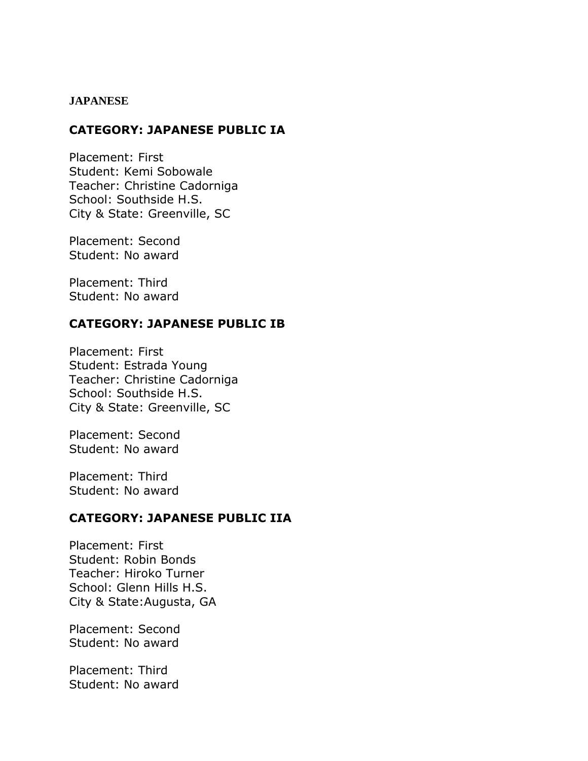**JAPANESE**

### CATEGORY: JAPANESE PUBLIC IA

Placement: First
Student: Kemi Sobowale
Teacher: Christine Cadorniga
School: Southside H.S.
City & State: Greenville, SC

Placement: Second
Student: No award

Placement: Third
Student: No award

### CATEGORY: JAPANESE PUBLIC IB

Placement: First
Student: Estrada Young
Teacher: Christine Cadorniga
School: Southside H.S.
City & State: Greenville, SC

Placement: Second
Student: No award

Placement: Third
Student: No award

### CATEGORY: JAPANESE PUBLIC IIA

Placement: First
Student: Robin Bonds
Teacher: Hiroko Turner
School: Glenn Hills H.S.
City & State:Augusta, GA

Placement: Second
Student: No award

Placement: Third
Student: No award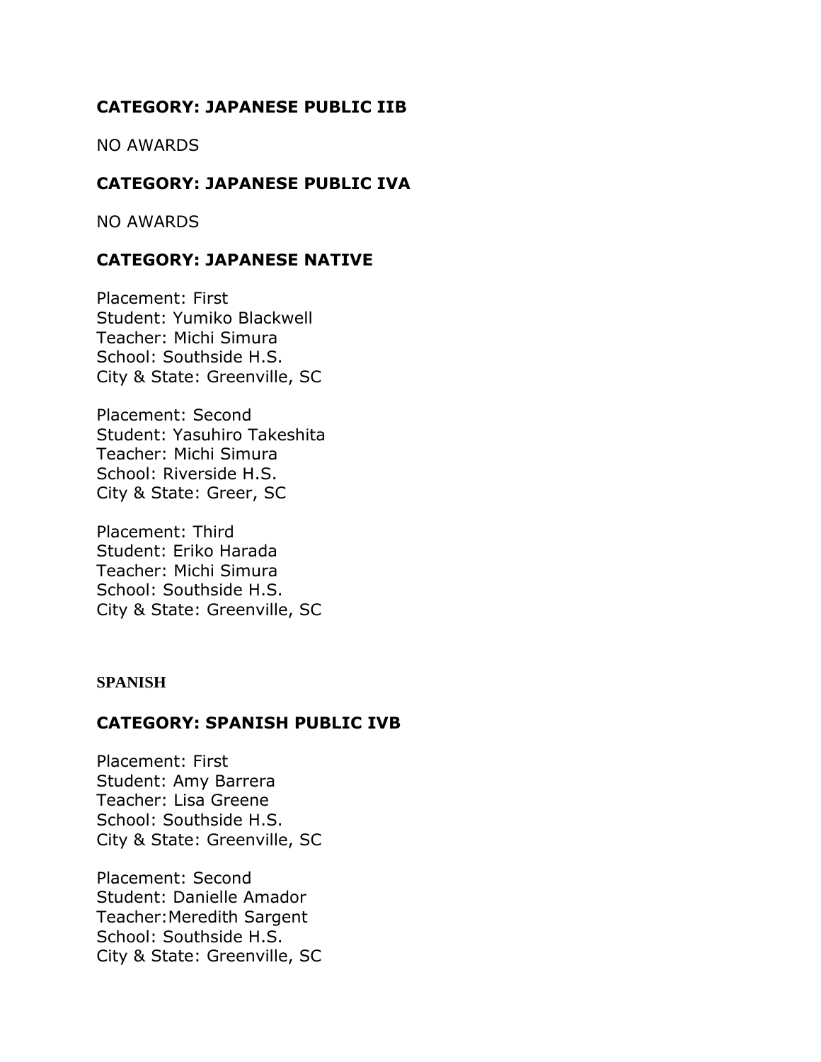### CATEGORY: JAPANESE PUBLIC IIB

NO AWARDS

### CATEGORY: JAPANESE PUBLIC IVA

NO AWARDS

### CATEGORY: JAPANESE NATIVE

Placement: First
Student: Yumiko Blackwell
Teacher: Michi Simura
School: Southside H.S.
City & State: Greenville, SC

Placement: Second
Student: Yasuhiro Takeshita
Teacher: Michi Simura
School: Riverside H.S.
City & State: Greer, SC

Placement: Third
Student: Eriko Harada
Teacher: Michi Simura
School: Southside H.S.
City & State: Greenville, SC

## SPANISH

### CATEGORY: SPANISH PUBLIC IVB

Placement: First
Student: Amy Barrera
Teacher: Lisa Greene
School: Southside H.S.
City & State: Greenville, SC

Placement: Second
Student: Danielle Amador
Teacher:Meredith Sargent
School: Southside H.S.
City & State: Greenville, SC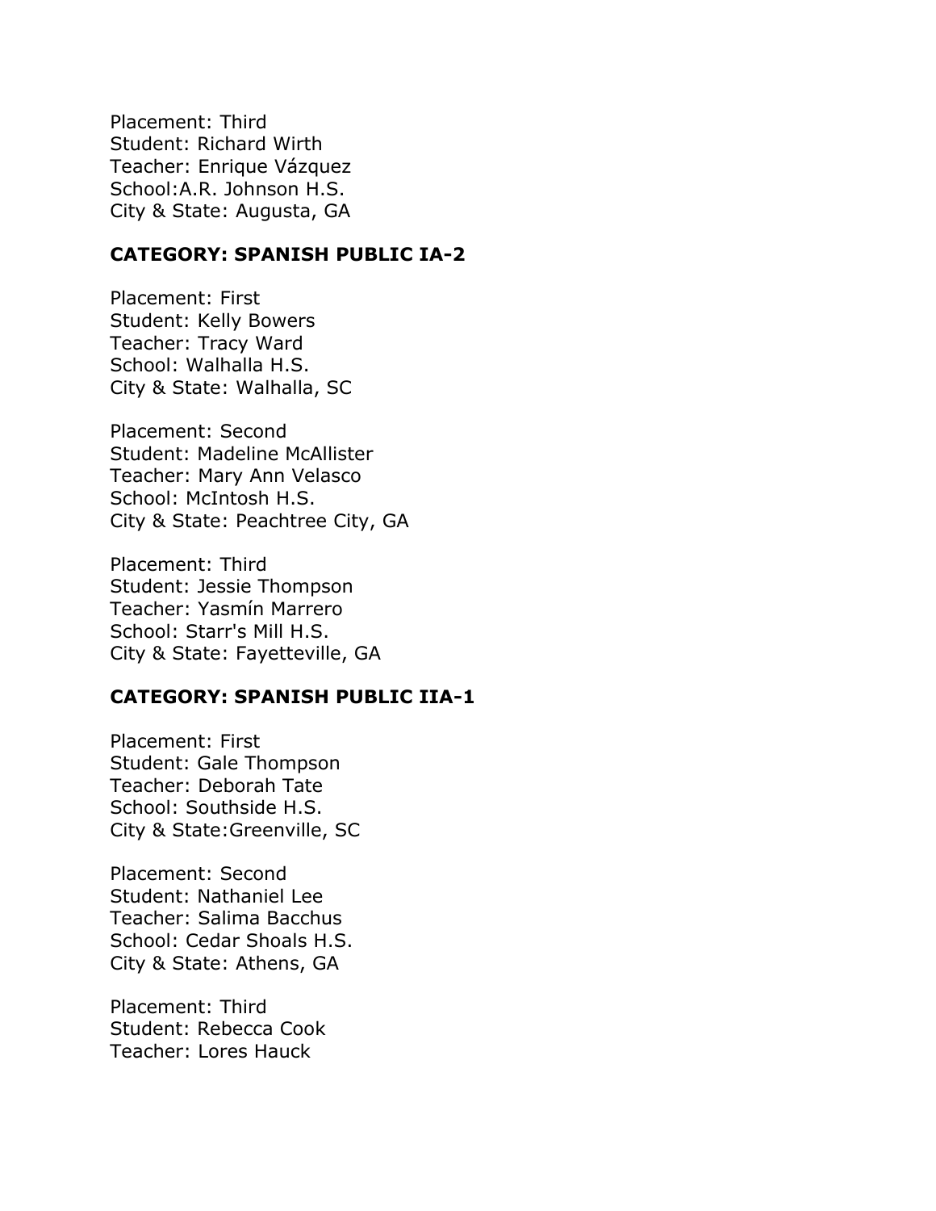Placement: Third
Student: Richard Wirth
Teacher: Enrique Vázquez
School:A.R. Johnson H.S.
City & State: Augusta, GA

**CATEGORY: SPANISH PUBLIC IA-2**

Placement: First
Student: Kelly Bowers
Teacher: Tracy Ward
School: Walhalla H.S.
City & State: Walhalla, SC

Placement: Second
Student: Madeline McAllister
Teacher: Mary Ann Velasco
School: McIntosh H.S.
City & State: Peachtree City, GA

Placement: Third
Student: Jessie Thompson
Teacher: Yasmín Marrero
School: Starr's Mill H.S.
City & State: Fayetteville, GA

**CATEGORY: SPANISH PUBLIC IIA-1**

Placement: First
Student: Gale Thompson
Teacher: Deborah Tate
School: Southside H.S.
City & State:Greenville, SC

Placement: Second
Student: Nathaniel Lee
Teacher: Salima Bacchus
School: Cedar Shoals H.S.
City & State: Athens, GA

Placement: Third
Student: Rebecca Cook
Teacher: Lores Hauck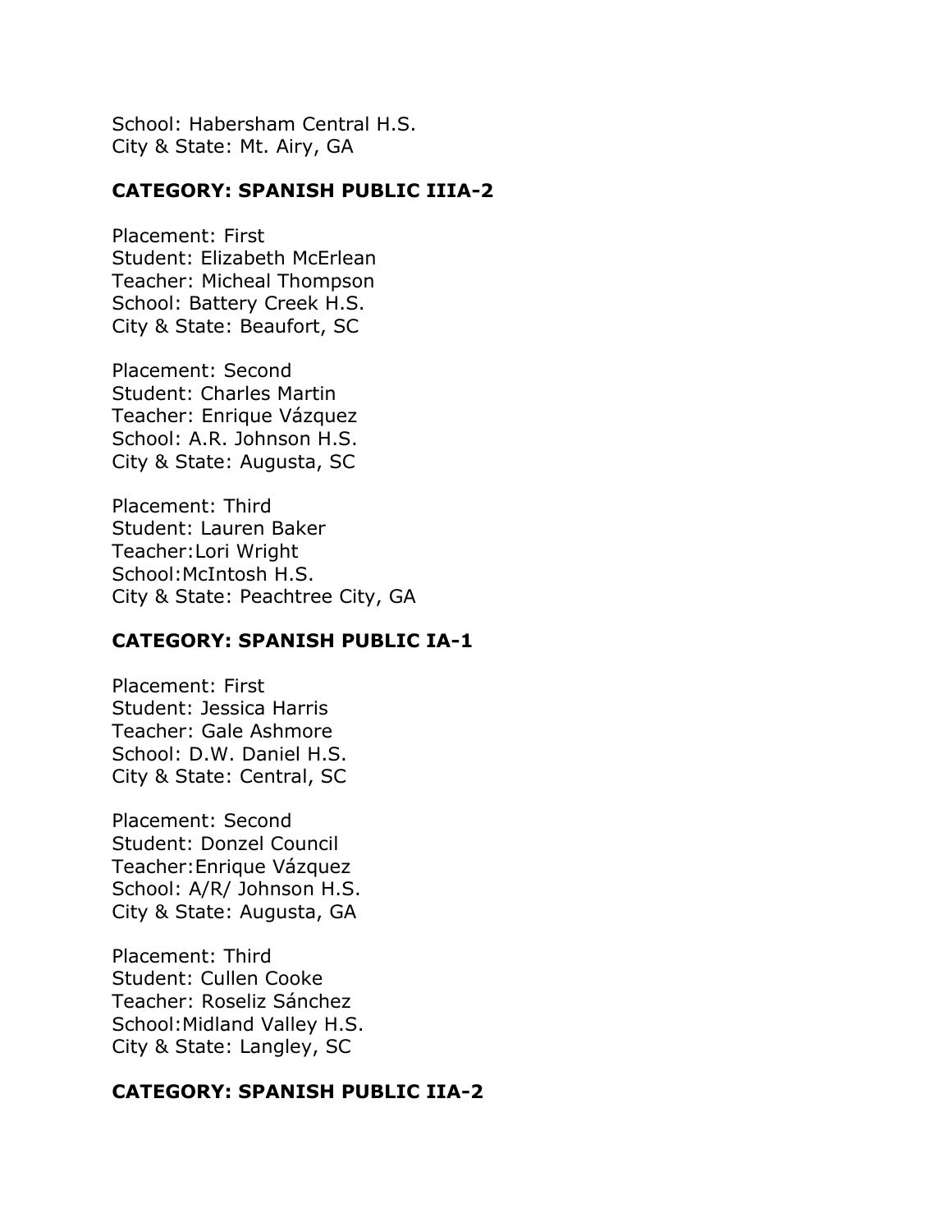School: Habersham Central H.S.
City & State: Mt. Airy, GA

**CATEGORY: SPANISH PUBLIC IIIA-2**

Placement: First
Student: Elizabeth McErlean
Teacher: Micheal Thompson
School: Battery Creek H.S.
City & State: Beaufort, SC

Placement: Second
Student: Charles Martin
Teacher: Enrique Vázquez
School: A.R. Johnson H.S.
City & State: Augusta, SC

Placement: Third
Student: Lauren Baker
Teacher:Lori Wright
School:McIntosh H.S.
City & State: Peachtree City, GA

**CATEGORY: SPANISH PUBLIC IA-1**

Placement: First
Student: Jessica Harris
Teacher: Gale Ashmore
School: D.W. Daniel H.S.
City & State: Central, SC

Placement: Second
Student: Donzel Council
Teacher:Enrique Vázquez
School: A/R/ Johnson H.S.
City & State: Augusta, GA

Placement: Third
Student: Cullen Cooke
Teacher: Roseliz Sánchez
School:Midland Valley H.S.
City & State: Langley, SC

**CATEGORY: SPANISH PUBLIC IIA-2**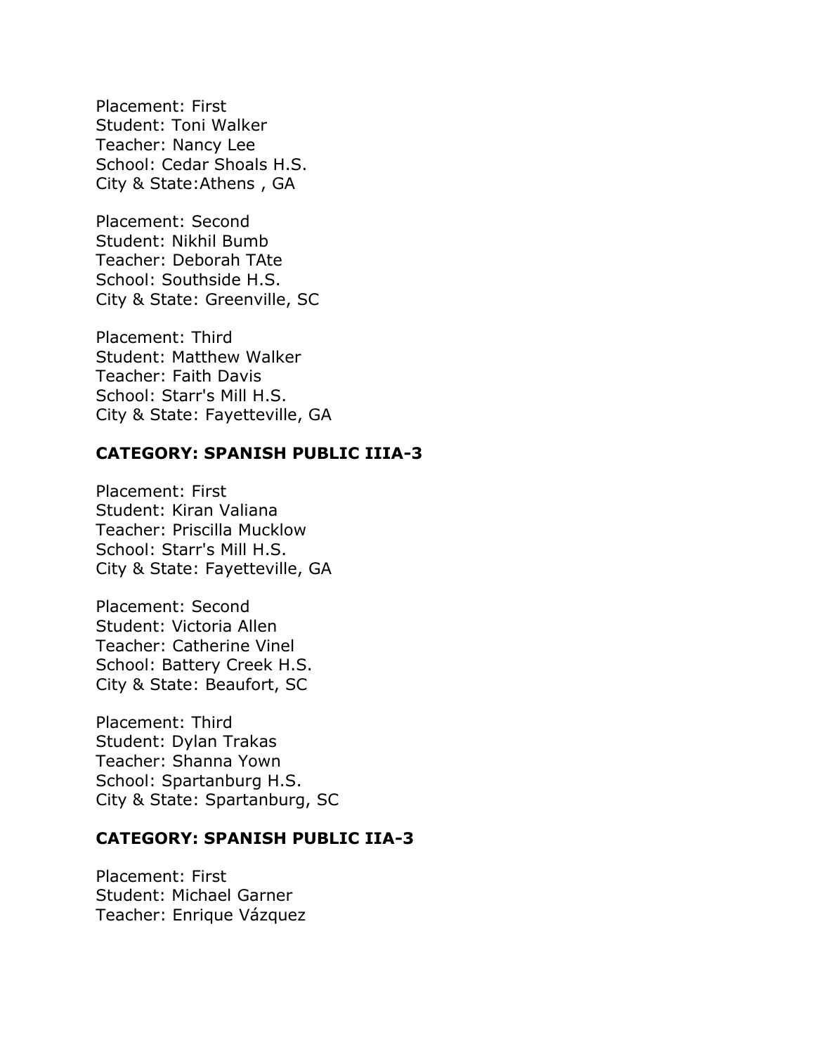Placement: First
Student: Toni Walker
Teacher: Nancy Lee
School: Cedar Shoals H.S.
City & State:Athens , GA

Placement: Second
Student: Nikhil Bumb
Teacher: Deborah TAte
School: Southside H.S.
City & State: Greenville, SC

Placement: Third
Student: Matthew Walker
Teacher: Faith Davis
School: Starr's Mill H.S.
City & State: Fayetteville, GA

**CATEGORY: SPANISH PUBLIC IIIA-3**

Placement: First
Student: Kiran Valiana
Teacher: Priscilla Mucklow
School: Starr's Mill H.S.
City & State: Fayetteville, GA

Placement: Second
Student: Victoria Allen
Teacher: Catherine Vinel
School: Battery Creek H.S.
City & State: Beaufort, SC

Placement: Third
Student: Dylan Trakas
Teacher: Shanna Yown
School: Spartanburg H.S.
City & State: Spartanburg, SC

**CATEGORY: SPANISH PUBLIC IIA-3**

Placement: First
Student: Michael Garner
Teacher: Enrique Vázquez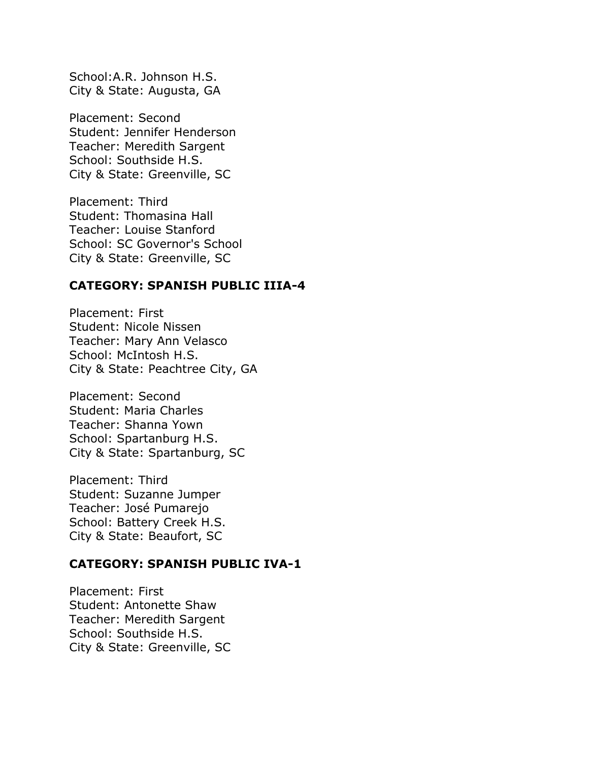School:A.R. Johnson H.S.
City & State: Augusta, GA

Placement: Second
Student: Jennifer Henderson
Teacher: Meredith Sargent
School: Southside H.S.
City & State: Greenville, SC

Placement: Third
Student: Thomasina Hall
Teacher: Louise Stanford
School: SC Governor's School
City & State: Greenville, SC

**CATEGORY: SPANISH PUBLIC IIIA-4**

Placement: First
Student: Nicole Nissen
Teacher: Mary Ann Velasco
School: McIntosh H.S.
City & State: Peachtree City, GA

Placement: Second
Student: Maria Charles
Teacher: Shanna Yown
School: Spartanburg H.S.
City & State: Spartanburg, SC

Placement: Third
Student: Suzanne Jumper
Teacher: José Pumarejo
School: Battery Creek H.S.
City & State: Beaufort, SC

**CATEGORY: SPANISH PUBLIC IVA-1**

Placement: First
Student: Antonette Shaw
Teacher: Meredith Sargent
School: Southside H.S.
City & State: Greenville, SC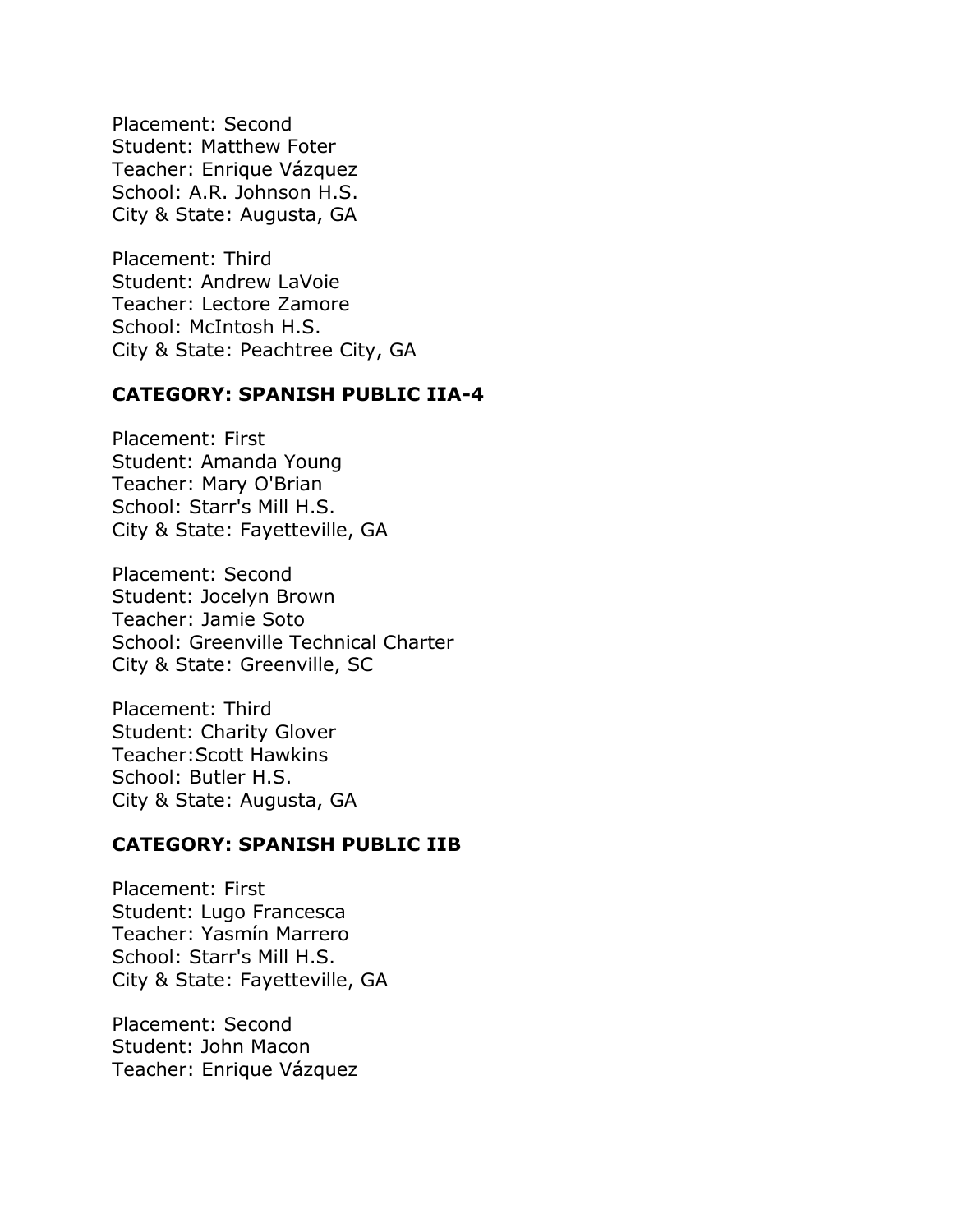Placement: Second
Student: Matthew Foter
Teacher: Enrique Vázquez
School: A.R. Johnson H.S.
City & State: Augusta, GA

Placement: Third
Student: Andrew LaVoie
Teacher: Lectore Zamore
School: McIntosh H.S.
City & State: Peachtree City, GA

**CATEGORY: SPANISH PUBLIC IIA-4**

Placement: First
Student: Amanda Young
Teacher: Mary O'Brian
School: Starr's Mill H.S.
City & State: Fayetteville, GA

Placement: Second
Student: Jocelyn Brown
Teacher: Jamie Soto
School: Greenville Technical Charter
City & State: Greenville, SC

Placement: Third
Student: Charity Glover
Teacher:Scott Hawkins
School: Butler H.S.
City & State: Augusta, GA

**CATEGORY: SPANISH PUBLIC IIB**

Placement: First
Student: Lugo Francesca
Teacher: Yasmín Marrero
School: Starr's Mill H.S.
City & State: Fayetteville, GA

Placement: Second
Student: John Macon
Teacher: Enrique Vázquez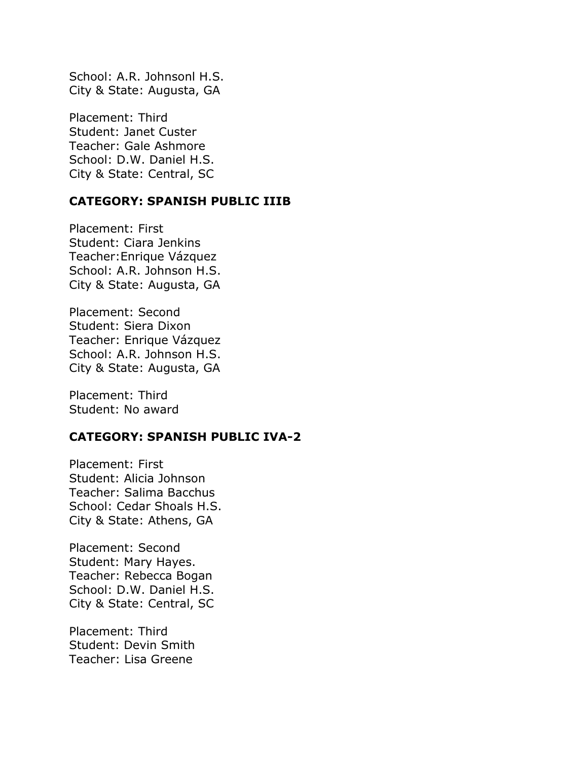School: A.R. Johnsonl H.S.
City & State: Augusta, GA

Placement: Third
Student: Janet Custer
Teacher: Gale Ashmore
School: D.W. Daniel H.S.
City & State: Central, SC

**CATEGORY: SPANISH PUBLIC IIIB**

Placement: First
Student: Ciara Jenkins
Teacher:Enrique Vázquez
School: A.R. Johnson H.S.
City & State: Augusta, GA

Placement: Second
Student: Siera Dixon
Teacher: Enrique Vázquez
School: A.R. Johnson H.S.
City & State: Augusta, GA

Placement: Third
Student: No award

**CATEGORY: SPANISH PUBLIC IVA-2**

Placement: First
Student: Alicia Johnson
Teacher: Salima Bacchus
School: Cedar Shoals H.S.
City & State: Athens, GA

Placement: Second
Student: Mary Hayes.
Teacher: Rebecca Bogan
School: D.W. Daniel H.S.
City & State: Central, SC

Placement: Third
Student: Devin Smith
Teacher: Lisa Greene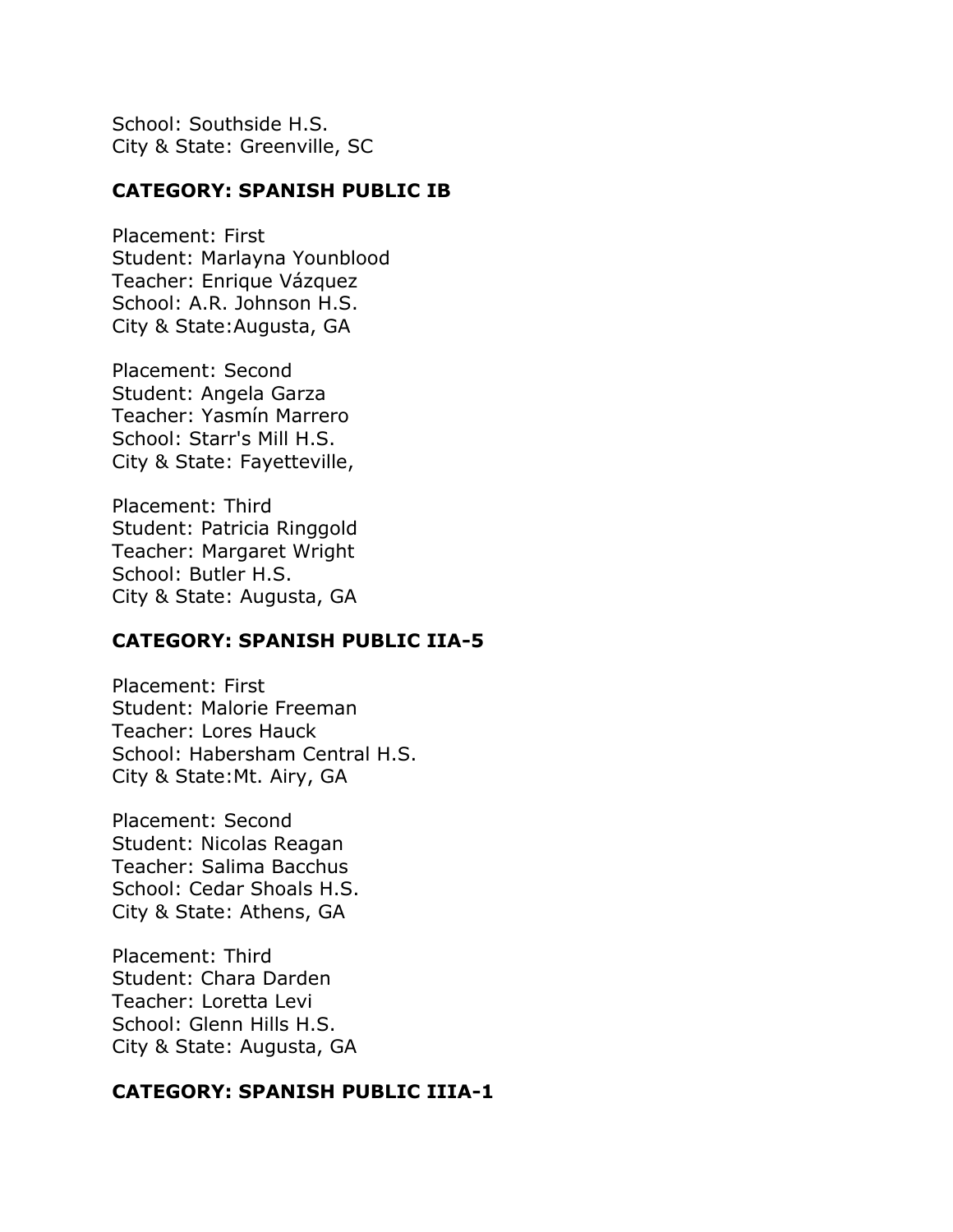School: Southside H.S.
City & State: Greenville, SC

**CATEGORY: SPANISH PUBLIC IB**

Placement: First
Student: Marlayna Younblood
Teacher: Enrique Vázquez
School: A.R. Johnson H.S.
City & State:Augusta, GA

Placement: Second
Student: Angela Garza
Teacher: Yasmín Marrero
School: Starr's Mill H.S.
City & State: Fayetteville,

Placement: Third
Student: Patricia Ringgold
Teacher: Margaret Wright
School: Butler H.S.
City & State: Augusta, GA

**CATEGORY: SPANISH PUBLIC IIA-5**

Placement: First
Student: Malorie Freeman
Teacher: Lores Hauck
School: Habersham Central H.S.
City & State:Mt. Airy, GA

Placement: Second
Student: Nicolas Reagan
Teacher: Salima Bacchus
School: Cedar Shoals H.S.
City & State: Athens, GA

Placement: Third
Student: Chara Darden
Teacher: Loretta Levi
School: Glenn Hills H.S.
City & State: Augusta, GA

**CATEGORY: SPANISH PUBLIC IIIA-1**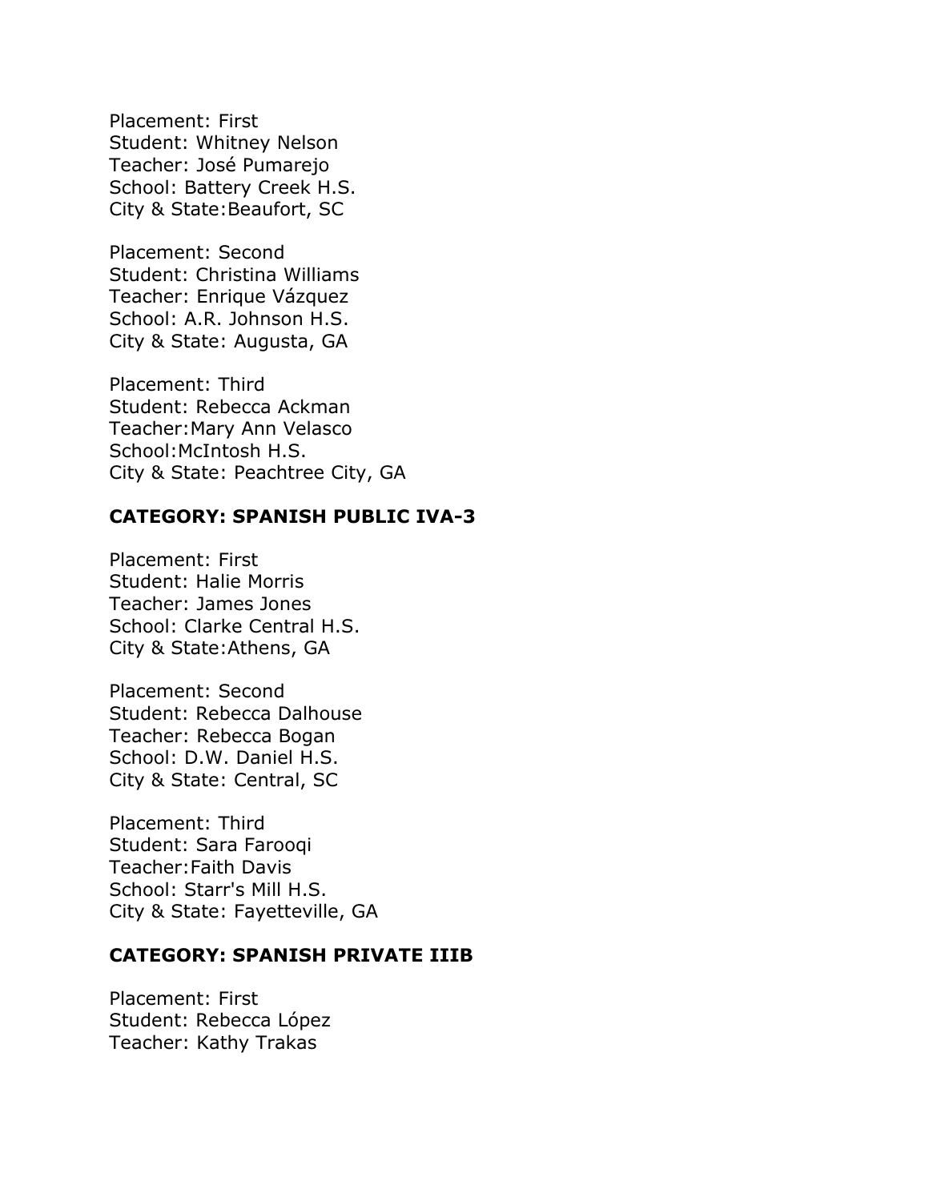Placement: First
Student: Whitney Nelson
Teacher: José Pumarejo
School: Battery Creek H.S.
City & State:Beaufort, SC

Placement: Second
Student: Christina Williams
Teacher: Enrique Vázquez
School: A.R. Johnson H.S.
City & State: Augusta, GA

Placement: Third
Student: Rebecca Ackman
Teacher:Mary Ann Velasco
School:McIntosh H.S.
City & State: Peachtree City, GA

**CATEGORY: SPANISH PUBLIC IVA-3**

Placement: First
Student: Halie Morris
Teacher: James Jones
School: Clarke Central H.S.
City & State:Athens, GA

Placement: Second
Student: Rebecca Dalhouse
Teacher: Rebecca Bogan
School: D.W. Daniel H.S.
City & State: Central, SC

Placement: Third
Student: Sara Farooqi
Teacher:Faith Davis
School: Starr's Mill H.S.
City & State: Fayetteville, GA

**CATEGORY: SPANISH PRIVATE IIIB**

Placement: First
Student: Rebecca López
Teacher: Kathy Trakas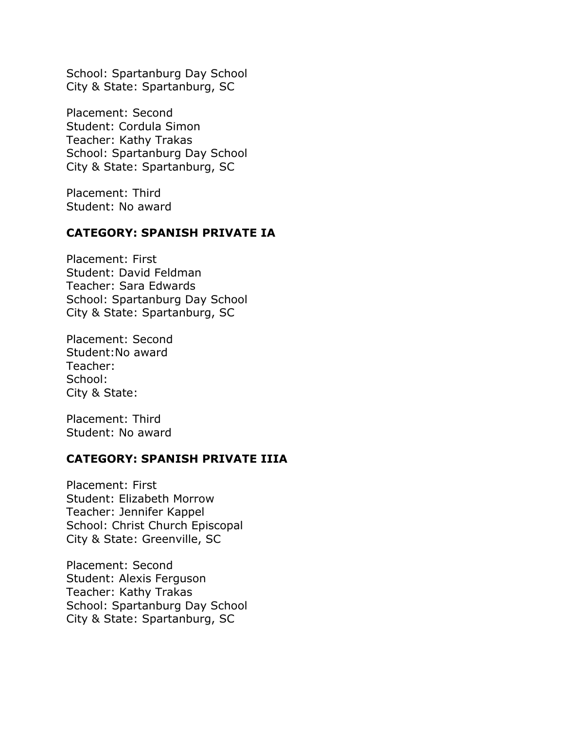School: Spartanburg Day School
City & State: Spartanburg, SC

Placement: Second
Student: Cordula Simon
Teacher: Kathy Trakas
School: Spartanburg Day School
City & State: Spartanburg, SC

Placement: Third
Student: No award

**CATEGORY: SPANISH PRIVATE IA**

Placement: First
Student: David Feldman
Teacher: Sara Edwards
School: Spartanburg Day School
City & State: Spartanburg, SC

Placement: Second
Student:No award
Teacher:
School:
City & State:

Placement: Third
Student: No award

**CATEGORY: SPANISH PRIVATE IIIA**

Placement: First
Student: Elizabeth Morrow
Teacher: Jennifer Kappel
School: Christ Church Episcopal
City & State: Greenville, SC

Placement: Second
Student: Alexis Ferguson
Teacher: Kathy Trakas
School: Spartanburg Day School
City & State: Spartanburg, SC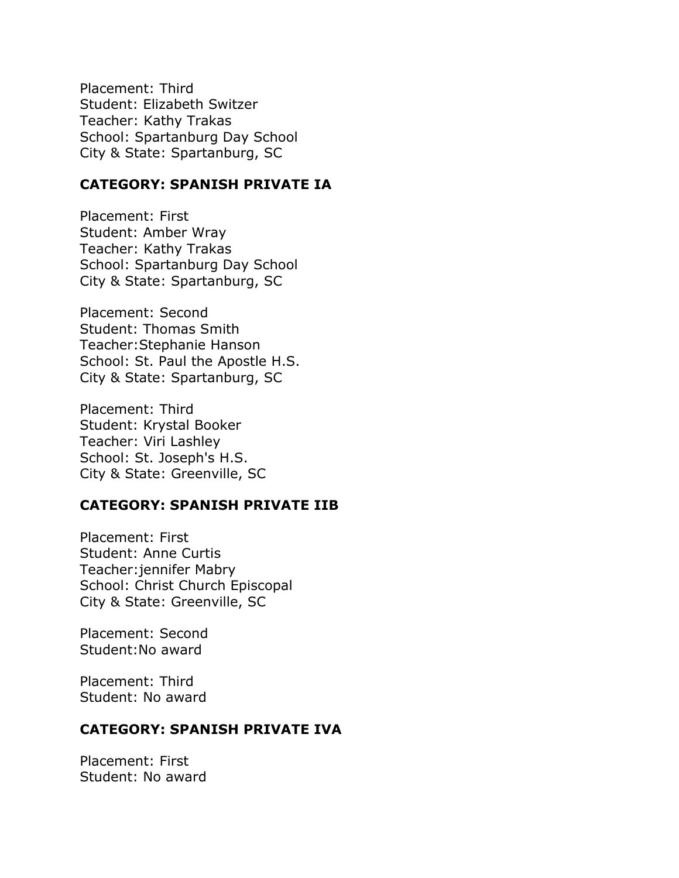Placement: Third
Student: Elizabeth Switzer
Teacher: Kathy Trakas
School: Spartanburg Day School
City & State: Spartanburg, SC

**CATEGORY: SPANISH PRIVATE IA**

Placement: First
Student: Amber Wray
Teacher: Kathy Trakas
School: Spartanburg Day School
City & State: Spartanburg, SC

Placement: Second
Student: Thomas Smith
Teacher:Stephanie Hanson
School: St. Paul the Apostle H.S.
City & State: Spartanburg, SC

Placement: Third
Student: Krystal Booker
Teacher: Viri Lashley
School: St. Joseph's H.S.
City & State: Greenville, SC

**CATEGORY: SPANISH PRIVATE IIB**

Placement: First
Student: Anne Curtis
Teacher:jennifer Mabry
School: Christ Church Episcopal
City & State: Greenville, SC

Placement: Second
Student:No award

Placement: Third
Student: No award

**CATEGORY: SPANISH PRIVATE IVA**

Placement: First
Student: No award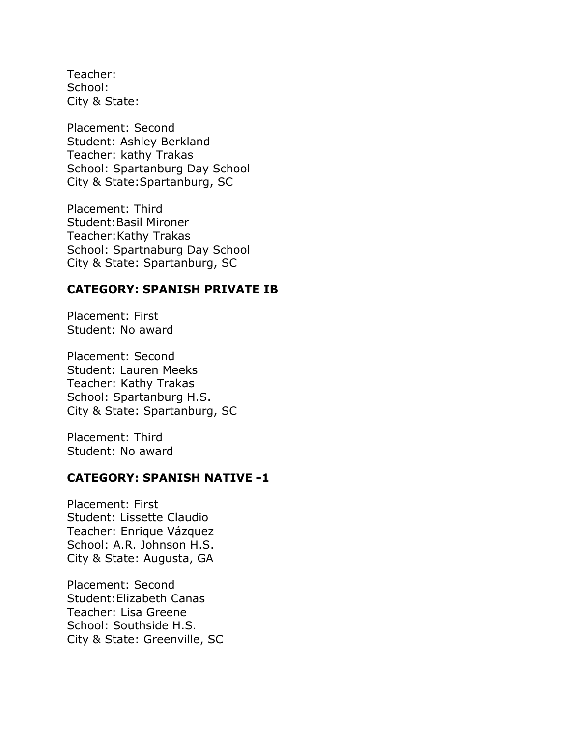Teacher:
School:
City & State:

Placement: Second
Student: Ashley Berkland
Teacher: kathy Trakas
School: Spartanburg Day School
City & State:Spartanburg, SC

Placement: Third
Student:Basil Mironer
Teacher:Kathy Trakas
School: Spartnaburg Day School
City & State: Spartanburg, SC

**CATEGORY: SPANISH PRIVATE IB**

Placement: First
Student: No award

Placement: Second
Student: Lauren Meeks
Teacher: Kathy Trakas
School: Spartanburg H.S.
City & State: Spartanburg, SC

Placement: Third
Student: No award

**CATEGORY: SPANISH NATIVE -1**

Placement: First
Student: Lissette Claudio
Teacher: Enrique Vázquez
School: A.R. Johnson H.S.
City & State: Augusta, GA

Placement: Second
Student:Elizabeth Canas
Teacher: Lisa Greene
School: Southside H.S.
City & State: Greenville, SC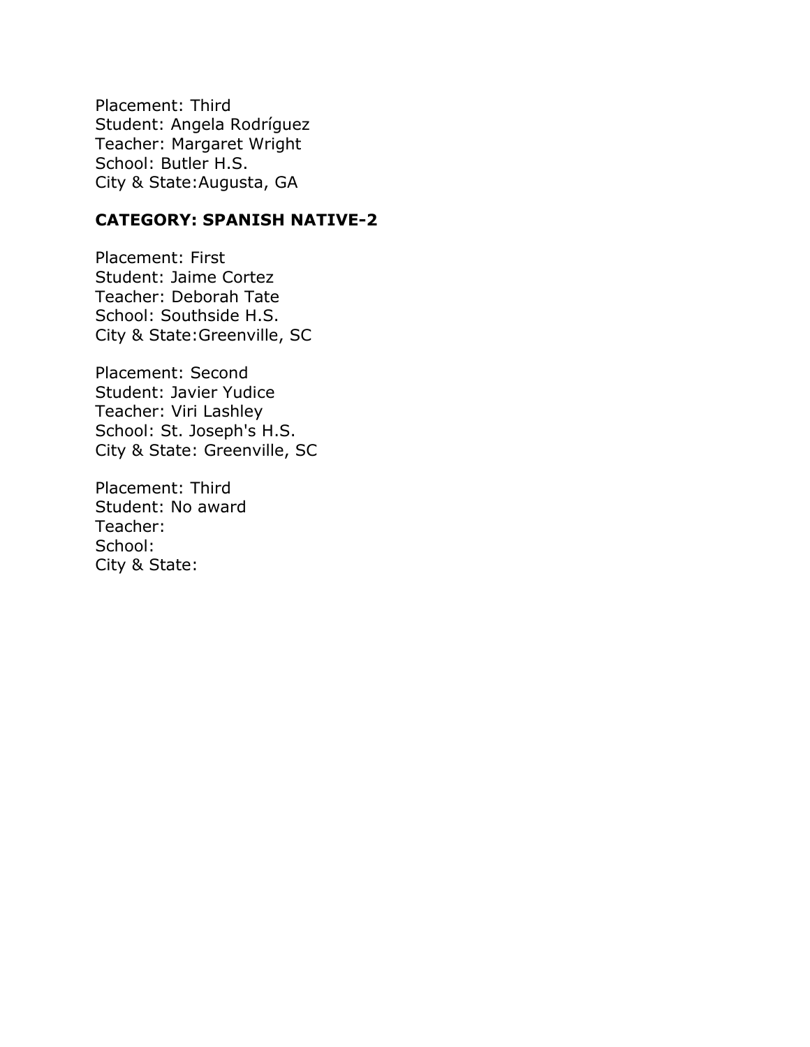Placement: Third
Student: Angela Rodríguez
Teacher: Margaret Wright
School: Butler H.S.
City & State:Augusta, GA

**CATEGORY: SPANISH NATIVE-2**

Placement: First
Student: Jaime Cortez
Teacher: Deborah Tate
School: Southside H.S.
City & State:Greenville, SC

Placement: Second
Student: Javier Yudice
Teacher: Viri Lashley
School: St. Joseph's H.S.
City & State: Greenville, SC

Placement: Third
Student: No award
Teacher:
School:
City & State: